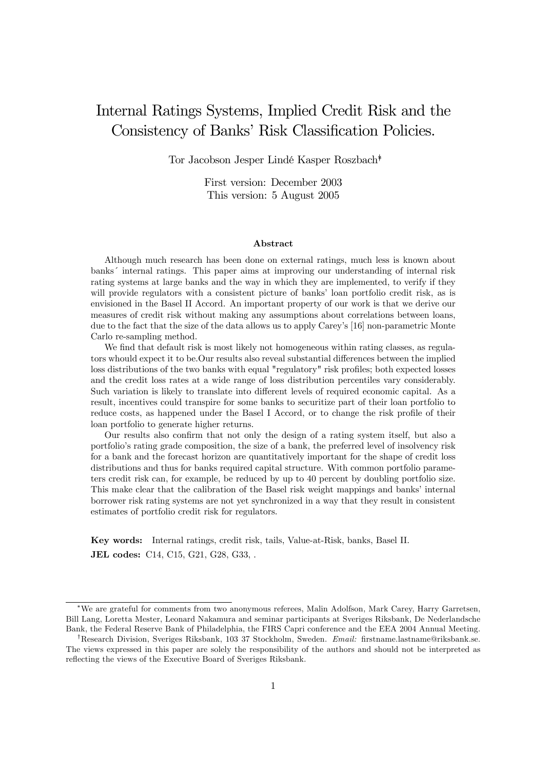# Internal Ratings Systems, Implied Credit Risk and the Consistency of Banks' Risk Classification Policies.

Tor Jacobson Jesper Lindé Kasper Roszbach[*][†]

First version: December 2003
This version: 5 August 2005

### Abstract

Although much research has been done on external ratings, much less is known about banks´ internal ratings. This paper aims at improving our understanding of internal risk rating systems at large banks and the way in which they are implemented, to verify if they will provide regulators with a consistent picture of banks' loan portfolio credit risk, as is envisioned in the Basel II Accord. An important property of our work is that we derive our measures of credit risk without making any assumptions about correlations between loans, due to the fact that the size of the data allows us to apply Carey's [16] non-parametric Monte Carlo re-sampling method.

We find that default risk is most likely not homogeneous within rating classes, as regulators whould expect it to be.Our results also reveal substantial differences between the implied loss distributions of the two banks with equal "regulatory" risk profiles; both expected losses and the credit loss rates at a wide range of loss distribution percentiles vary considerably. Such variation is likely to translate into different levels of required economic capital. As a result, incentives could transpire for some banks to securitize part of their loan portfolio to reduce costs, as happened under the Basel I Accord, or to change the risk profile of their loan portfolio to generate higher returns.

Our results also confirm that not only the design of a rating system itself, but also a portfolio's rating grade composition, the size of a bank, the preferred level of insolvency risk for a bank and the forecast horizon are quantitatively important for the shape of credit loss distributions and thus for banks required capital structure. With common portfolio parameters credit risk can, for example, be reduced by up to 40 percent by doubling portfolio size. This make clear that the calibration of the Basel risk weight mappings and banks' internal borrower risk rating systems are not yet synchronized in a way that they result in consistent estimates of portfolio credit risk for regulators.

**Key words:** Internal ratings, credit risk, tails, Value-at-Risk, banks, Basel II.

**JEL codes:** C14, C15, G21, G28, G33, .

---

[*] We are grateful for comments from two anonymous referees, Malin Adolfson, Mark Carey, Harry Garretsen, Bill Lang, Loretta Mester, Leonard Nakamura and seminar participants at Sveriges Riksbank, De Nederlandsche Bank, the Federal Reserve Bank of Philadelphia, the FIRS Capri conference and the EEA 2004 Annual Meeting.

[†] Research Division, Sveriges Riksbank, 103 37 Stockholm, Sweden. *Email:* firstname.lastname@riksbank.se. The views expressed in this paper are solely the responsibility of the authors and should not be interpreted as reflecting the views of the Executive Board of Sveriges Riksbank.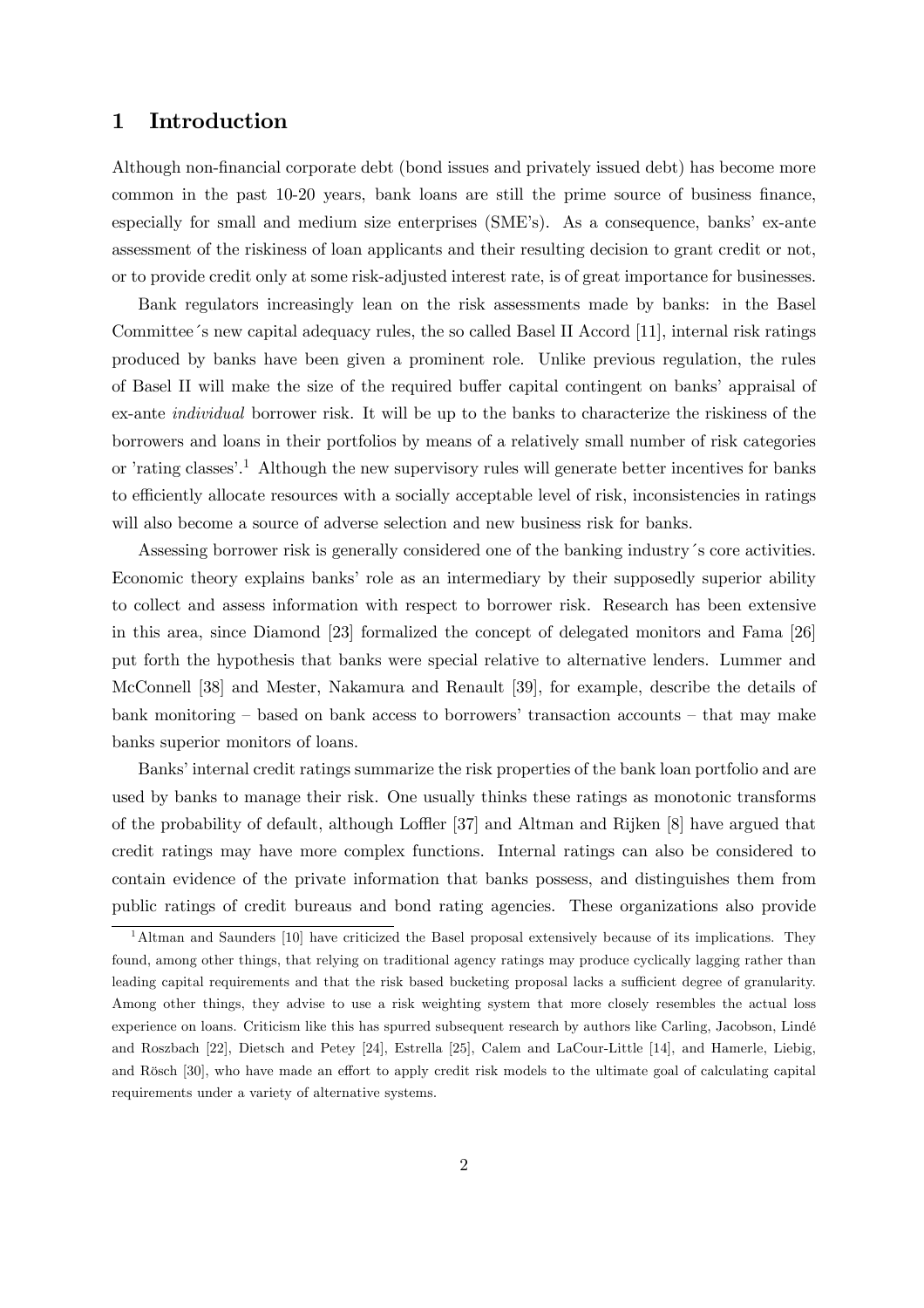# 1 Introduction

Although non-financial corporate debt (bond issues and privately issued debt) has become more common in the past 10-20 years, bank loans are still the prime source of business finance, especially for small and medium size enterprises (SME's). As a consequence, banks' ex-ante assessment of the riskiness of loan applicants and their resulting decision to grant credit or not, or to provide credit only at some risk-adjusted interest rate, is of great importance for businesses.

Bank regulators increasingly lean on the risk assessments made by banks: in the Basel Committee´s new capital adequacy rules, the so called Basel II Accord [11], internal risk ratings produced by banks have been given a prominent role. Unlike previous regulation, the rules of Basel II will make the size of the required buffer capital contingent on banks' appraisal of ex-ante *individual* borrower risk. It will be up to the banks to characterize the riskiness of the borrowers and loans in their portfolios by means of a relatively small number of risk categories or 'rating classes'.[1] Although the new supervisory rules will generate better incentives for banks to efficiently allocate resources with a socially acceptable level of risk, inconsistencies in ratings will also become a source of adverse selection and new business risk for banks.

Assessing borrower risk is generally considered one of the banking industry´s core activities. Economic theory explains banks' role as an intermediary by their supposedly superior ability to collect and assess information with respect to borrower risk. Research has been extensive in this area, since Diamond [23] formalized the concept of delegated monitors and Fama [26] put forth the hypothesis that banks were special relative to alternative lenders. Lummer and McConnell [38] and Mester, Nakamura and Renault [39], for example, describe the details of bank monitoring – based on bank access to borrowers' transaction accounts – that may make banks superior monitors of loans.

Banks' internal credit ratings summarize the risk properties of the bank loan portfolio and are used by banks to manage their risk. One usually thinks these ratings as monotonic transforms of the probability of default, although Loffler [37] and Altman and Rijken [8] have argued that credit ratings may have more complex functions. Internal ratings can also be considered to contain evidence of the private information that banks possess, and distinguishes them from public ratings of credit bureaus and bond rating agencies. These organizations also provide

[1] Altman and Saunders [10] have criticized the Basel proposal extensively because of its implications. They found, among other things, that relying on traditional agency ratings may produce cyclically lagging rather than leading capital requirements and that the risk based bucketing proposal lacks a sufficient degree of granularity. Among other things, they advise to use a risk weighting system that more closely resembles the actual loss experience on loans. Criticism like this has spurred subsequent research by authors like Carling, Jacobson, Lindé and Roszbach [22], Dietsch and Petey [24], Estrella [25], Calem and LaCour-Little [14], and Hamerle, Liebig, and Rösch [30], who have made an effort to apply credit risk models to the ultimate goal of calculating capital requirements under a variety of alternative systems.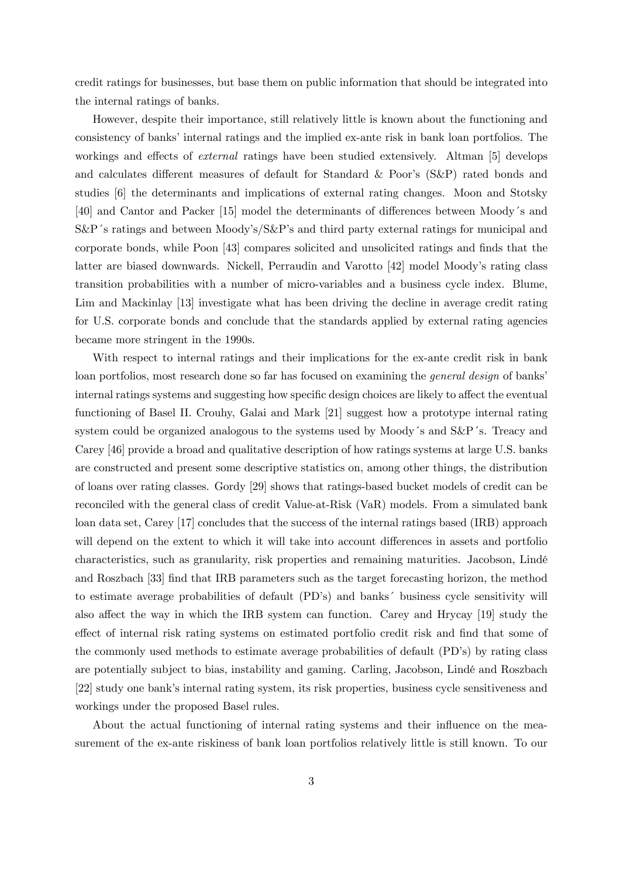credit ratings for businesses, but base them on public information that should be integrated into the internal ratings of banks.

However, despite their importance, still relatively little is known about the functioning and consistency of banks' internal ratings and the implied ex-ante risk in bank loan portfolios. The workings and effects of *external* ratings have been studied extensively. Altman [5] develops and calculates different measures of default for Standard & Poor's (S&P) rated bonds and studies [6] the determinants and implications of external rating changes. Moon and Stotsky [40] and Cantor and Packer [15] model the determinants of differences between Moody´s and S&P´s ratings and between Moody's/S&P's and third party external ratings for municipal and corporate bonds, while Poon [43] compares solicited and unsolicited ratings and finds that the latter are biased downwards. Nickell, Perraudin and Varotto [42] model Moody's rating class transition probabilities with a number of micro-variables and a business cycle index. Blume, Lim and Mackinlay [13] investigate what has been driving the decline in average credit rating for U.S. corporate bonds and conclude that the standards applied by external rating agencies became more stringent in the 1990s.

With respect to internal ratings and their implications for the ex-ante credit risk in bank loan portfolios, most research done so far has focused on examining the *general design* of banks' internal ratings systems and suggesting how specific design choices are likely to affect the eventual functioning of Basel II. Crouhy, Galai and Mark [21] suggest how a prototype internal rating system could be organized analogous to the systems used by Moody´s and S&P´s. Treacy and Carey [46] provide a broad and qualitative description of how ratings systems at large U.S. banks are constructed and present some descriptive statistics on, among other things, the distribution of loans over rating classes. Gordy [29] shows that ratings-based bucket models of credit can be reconciled with the general class of credit Value-at-Risk (VaR) models. From a simulated bank loan data set, Carey [17] concludes that the success of the internal ratings based (IRB) approach will depend on the extent to which it will take into account differences in assets and portfolio characteristics, such as granularity, risk properties and remaining maturities. Jacobson, Lindé and Roszbach [33] find that IRB parameters such as the target forecasting horizon, the method to estimate average probabilities of default (PD's) and banks´ business cycle sensitivity will also affect the way in which the IRB system can function. Carey and Hrycay [19] study the effect of internal risk rating systems on estimated portfolio credit risk and find that some of the commonly used methods to estimate average probabilities of default (PD's) by rating class are potentially subject to bias, instability and gaming. Carling, Jacobson, Lindé and Roszbach [22] study one bank's internal rating system, its risk properties, business cycle sensitiveness and workings under the proposed Basel rules.

About the actual functioning of internal rating systems and their influence on the measurement of the ex-ante riskiness of bank loan portfolios relatively little is still known. To our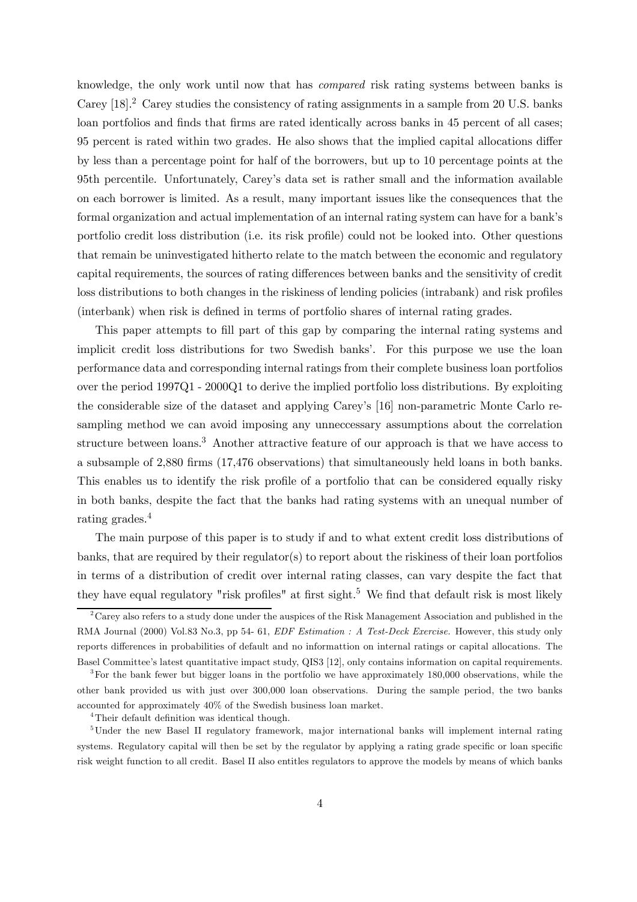knowledge, the only work until now that has *compared* risk rating systems between banks is Carey [18].[2] Carey studies the consistency of rating assignments in a sample from 20 U.S. banks loan portfolios and finds that firms are rated identically across banks in 45 percent of all cases; 95 percent is rated within two grades. He also shows that the implied capital allocations differ by less than a percentage point for half of the borrowers, but up to 10 percentage points at the 95th percentile. Unfortunately, Carey's data set is rather small and the information available on each borrower is limited. As a result, many important issues like the consequences that the formal organization and actual implementation of an internal rating system can have for a bank's portfolio credit loss distribution (i.e. its risk profile) could not be looked into. Other questions that remain be uninvestigated hitherto relate to the match between the economic and regulatory capital requirements, the sources of rating differences between banks and the sensitivity of credit loss distributions to both changes in the riskiness of lending policies (intrabank) and risk profiles (interbank) when risk is defined in terms of portfolio shares of internal rating grades.

This paper attempts to fill part of this gap by comparing the internal rating systems and implicit credit loss distributions for two Swedish banks'. For this purpose we use the loan performance data and corresponding internal ratings from their complete business loan portfolios over the period 1997Q1 - 2000Q1 to derive the implied portfolio loss distributions. By exploiting the considerable size of the dataset and applying Carey's [16] non-parametric Monte Carlo re-sampling method we can avoid imposing any unneccessary assumptions about the correlation structure between loans.[3] Another attractive feature of our approach is that we have access to a subsample of 2,880 firms (17,476 observations) that simultaneously held loans in both banks. This enables us to identify the risk profile of a portfolio that can be considered equally risky in both banks, despite the fact that the banks had rating systems with an unequal number of rating grades.[4]

The main purpose of this paper is to study if and to what extent credit loss distributions of banks, that are required by their regulator(s) to report about the riskiness of their loan portfolios in terms of a distribution of credit over internal rating classes, can vary despite the fact that they have equal regulatory "risk profiles" at first sight.[5] We find that default risk is most likely

---

[2] Carey also refers to a study done under the auspices of the Risk Management Association and published in the RMA Journal (2000) Vol.83 No.3, pp 54- 61, *EDF Estimation : A Test-Deck Exercise.* However, this study only reports differences in probabilities of default and no informattion on internal ratings or capital allocations. The Basel Committee's latest quantitative impact study, QIS3 [12], only contains information on capital requirements.

[3] For the bank fewer but bigger loans in the portfolio we have approximately 180,000 observations, while the other bank provided us with just over 300,000 loan observations. During the sample period, the two banks accounted for approximately 40% of the Swedish business loan market.

[4] Their default definition was identical though.

[5] Under the new Basel II regulatory framework, major international banks will implement internal rating systems. Regulatory capital will then be set by the regulator by applying a rating grade specific or loan specific risk weight function to all credit. Basel II also entitles regulators to approve the models by means of which banks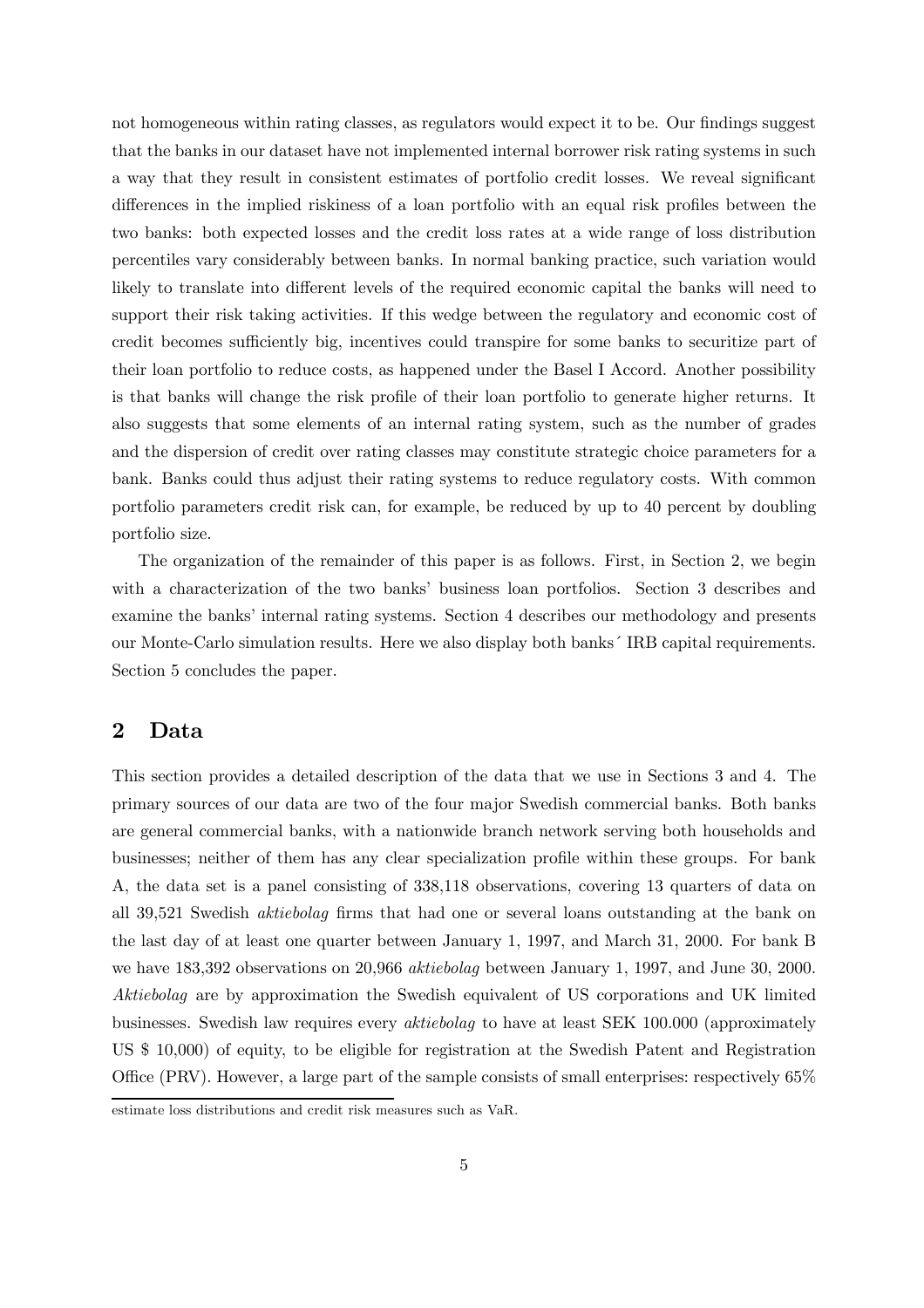not homogeneous within rating classes, as regulators would expect it to be. Our findings suggest that the banks in our dataset have not implemented internal borrower risk rating systems in such a way that they result in consistent estimates of portfolio credit losses. We reveal significant differences in the implied riskiness of a loan portfolio with an equal risk profiles between the two banks: both expected losses and the credit loss rates at a wide range of loss distribution percentiles vary considerably between banks. In normal banking practice, such variation would likely to translate into different levels of the required economic capital the banks will need to support their risk taking activities. If this wedge between the regulatory and economic cost of credit becomes sufficiently big, incentives could transpire for some banks to securitize part of their loan portfolio to reduce costs, as happened under the Basel I Accord. Another possibility is that banks will change the risk profile of their loan portfolio to generate higher returns. It also suggests that some elements of an internal rating system, such as the number of grades and the dispersion of credit over rating classes may constitute strategic choice parameters for a bank. Banks could thus adjust their rating systems to reduce regulatory costs. With common portfolio parameters credit risk can, for example, be reduced by up to 40 percent by doubling portfolio size.

The organization of the remainder of this paper is as follows. First, in Section 2, we begin with a characterization of the two banks' business loan portfolios. Section 3 describes and examine the banks' internal rating systems. Section 4 describes our methodology and presents our Monte-Carlo simulation results. Here we also display both banks´ IRB capital requirements. Section 5 concludes the paper.

## 2 Data

This section provides a detailed description of the data that we use in Sections 3 and 4. The primary sources of our data are two of the four major Swedish commercial banks. Both banks are general commercial banks, with a nationwide branch network serving both households and businesses; neither of them has any clear specialization profile within these groups. For bank A, the data set is a panel consisting of 338,118 observations, covering 13 quarters of data on all 39,521 Swedish *aktiebolag* firms that had one or several loans outstanding at the bank on the last day of at least one quarter between January 1, 1997, and March 31, 2000. For bank B we have 183,392 observations on 20,966 *aktiebolag* between January 1, 1997, and June 30, 2000. *Aktiebolag* are by approximation the Swedish equivalent of US corporations and UK limited businesses. Swedish law requires every *aktiebolag* to have at least SEK 100.000 (approximately US $ 10,000) of equity, to be eligible for registration at the Swedish Patent and Registration Office (PRV). However, a large part of the sample consists of small enterprises: respectively 65%

estimate loss distributions and credit risk measures such as VaR.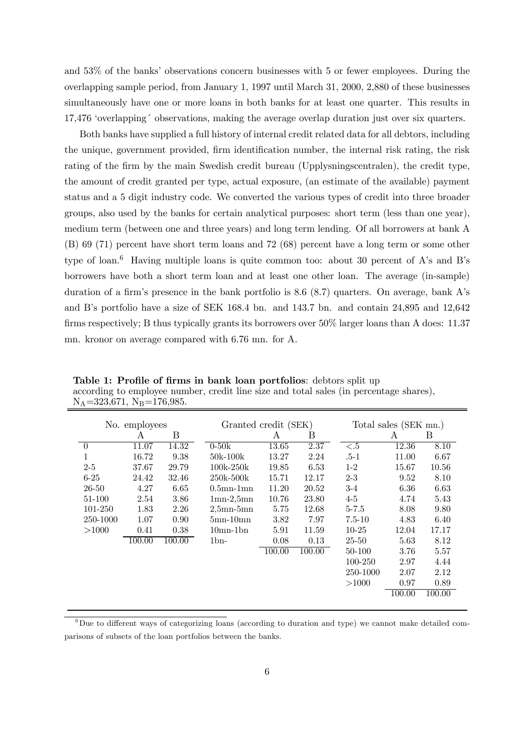and 53% of the banks' observations concern businesses with 5 or fewer employees. During the overlapping sample period, from January 1, 1997 until March 31, 2000, 2,880 of these businesses simultaneously have one or more loans in both banks for at least one quarter. This results in 17,476 'overlapping' observations, making the average overlap duration just over six quarters.

Both banks have supplied a full history of internal credit related data for all debtors, including the unique, government provided, firm identification number, the internal risk rating, the risk rating of the firm by the main Swedish credit bureau (Upplysningscentralen), the credit type, the amount of credit granted per type, actual exposure, (an estimate of the available) payment status and a 5 digit industry code. We converted the various types of credit into three broader groups, also used by the banks for certain analytical purposes: short term (less than one year), medium term (between one and three years) and long term lending. Of all borrowers at bank A (B) 69 (71) percent have short term loans and 72 (68) percent have a long term or some other type of loan.[6] Having multiple loans is quite common too: about 30 percent of A's and B's borrowers have both a short term loan and at least one other loan. The average (in-sample) duration of a firm's presence in the bank portfolio is 8.6 (8.7) quarters. On average, bank A's and B's portfolio have a size of SEK 168.4 bn. and 143.7 bn. and contain 24,895 and 12,642 firms respectively; B thus typically grants its borrowers over 50% larger loans than A does: 11.37 mn. kronor on average compared with 6.76 mn. for A.

**Table 1: Profile of firms in bank loan portfolios**: debtors split up according to employee number, credit line size and total sales (in percentage shares), $N_A$=323,671, $N_B$=176,985.

| No. employees | | | Granted credit (SEK) | | | Total sales (SEK mn.) | | |
|---|---|---|---|---|---|---|---|---|
| | A | B | | A | B | | A | B |
| 0 | 11.07 | 14.32 | 0-50k | 13.65 | 2.37 | <.5 | 12.36 | 8.10 |
| 1 | 16.72 | 9.38 | 50k-100k | 13.27 | 2.24 | .5-1 | 11.00 | 6.67 |
| 2-5 | 37.67 | 29.79 | 100k-250k | 19.85 | 6.53 | 1-2 | 15.67 | 10.56 |
| 6-25 | 24.42 | 32.46 | 250k-500k | 15.71 | 12.17 | 2-3 | 9.52 | 8.10 |
| 26-50 | 4.27 | 6.65 | 0.5mn-1mn | 11.20 | 20.52 | 3-4 | 6.36 | 6.63 |
| 51-100 | 2.54 | 3.86 | 1mn-2,5mn | 10.76 | 23.80 | 4-5 | 4.74 | 5.43 |
| 101-250 | 1.83 | 2.26 | 2,5mn-5mn | 5.75 | 12.68 | 5-7.5 | 8.08 | 9.80 |
| 250-1000 | 1.07 | 0.90 | 5mn-10mn | 3.82 | 7.97 | 7.5-10 | 4.83 | 6.40 |
| >1000 | 0.41 | 0.38 | 10mn-1bn | 5.91 | 11.59 | 10-25 | 12.04 | 17.17 |
| | 100.00 | 100.00 | 1bn- | 0.08 | 0.13 | 25-50 | 5.63 | 8.12 |
| | | | | 100.00 | 100.00 | 50-100 | 3.76 | 5.57 |
| | | | | | | 100-250 | 2.97 | 4.44 |
| | | | | | | 250-1000 | 2.07 | 2.12 |
| | | | | | | >1000 | 0.97 | 0.89 |
| | | | | | | | 100.00 | 100.00 |

[6] Due to different ways of categorizing loans (according to duration and type) we cannot make detailed comparisons of subsets of the loan portfolios between the banks.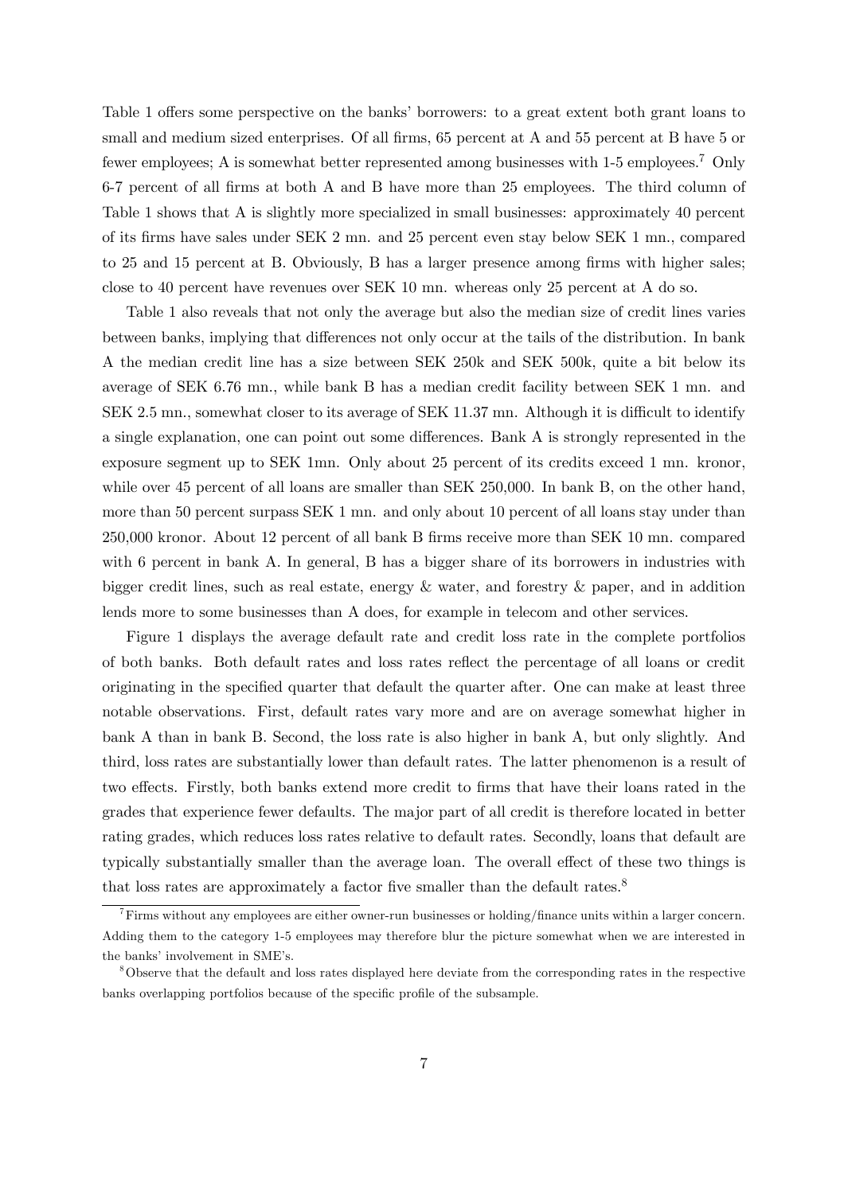Table 1 offers some perspective on the banks' borrowers: to a great extent both grant loans to small and medium sized enterprises. Of all firms, 65 percent at A and 55 percent at B have 5 or fewer employees; A is somewhat better represented among businesses with 1-5 employees.[7] Only 6-7 percent of all firms at both A and B have more than 25 employees. The third column of Table 1 shows that A is slightly more specialized in small businesses: approximately 40 percent of its firms have sales under SEK 2 mn. and 25 percent even stay below SEK 1 mn., compared to 25 and 15 percent at B. Obviously, B has a larger presence among firms with higher sales; close to 40 percent have revenues over SEK 10 mn. whereas only 25 percent at A do so.

Table 1 also reveals that not only the average but also the median size of credit lines varies between banks, implying that differences not only occur at the tails of the distribution. In bank A the median credit line has a size between SEK 250k and SEK 500k, quite a bit below its average of SEK 6.76 mn., while bank B has a median credit facility between SEK 1 mn. and SEK 2.5 mn., somewhat closer to its average of SEK 11.37 mn. Although it is difficult to identify a single explanation, one can point out some differences. Bank A is strongly represented in the exposure segment up to SEK 1mn. Only about 25 percent of its credits exceed 1 mn. kronor, while over 45 percent of all loans are smaller than SEK 250,000. In bank B, on the other hand, more than 50 percent surpass SEK 1 mn. and only about 10 percent of all loans stay under than 250,000 kronor. About 12 percent of all bank B firms receive more than SEK 10 mn. compared with 6 percent in bank A. In general, B has a bigger share of its borrowers in industries with bigger credit lines, such as real estate, energy & water, and forestry & paper, and in addition lends more to some businesses than A does, for example in telecom and other services.

Figure 1 displays the average default rate and credit loss rate in the complete portfolios of both banks. Both default rates and loss rates reflect the percentage of all loans or credit originating in the specified quarter that default the quarter after. One can make at least three notable observations. First, default rates vary more and are on average somewhat higher in bank A than in bank B. Second, the loss rate is also higher in bank A, but only slightly. And third, loss rates are substantially lower than default rates. The latter phenomenon is a result of two effects. Firstly, both banks extend more credit to firms that have their loans rated in the grades that experience fewer defaults. The major part of all credit is therefore located in better rating grades, which reduces loss rates relative to default rates. Secondly, loans that default are typically substantially smaller than the average loan. The overall effect of these two things is that loss rates are approximately a factor five smaller than the default rates.[8]

---

[7] Firms without any employees are either owner-run businesses or holding/finance units within a larger concern. Adding them to the category 1-5 employees may therefore blur the picture somewhat when we are interested in the banks' involvement in SME's.

[8] Observe that the default and loss rates displayed here deviate from the corresponding rates in the respective banks overlapping portfolios because of the specific profile of the subsample.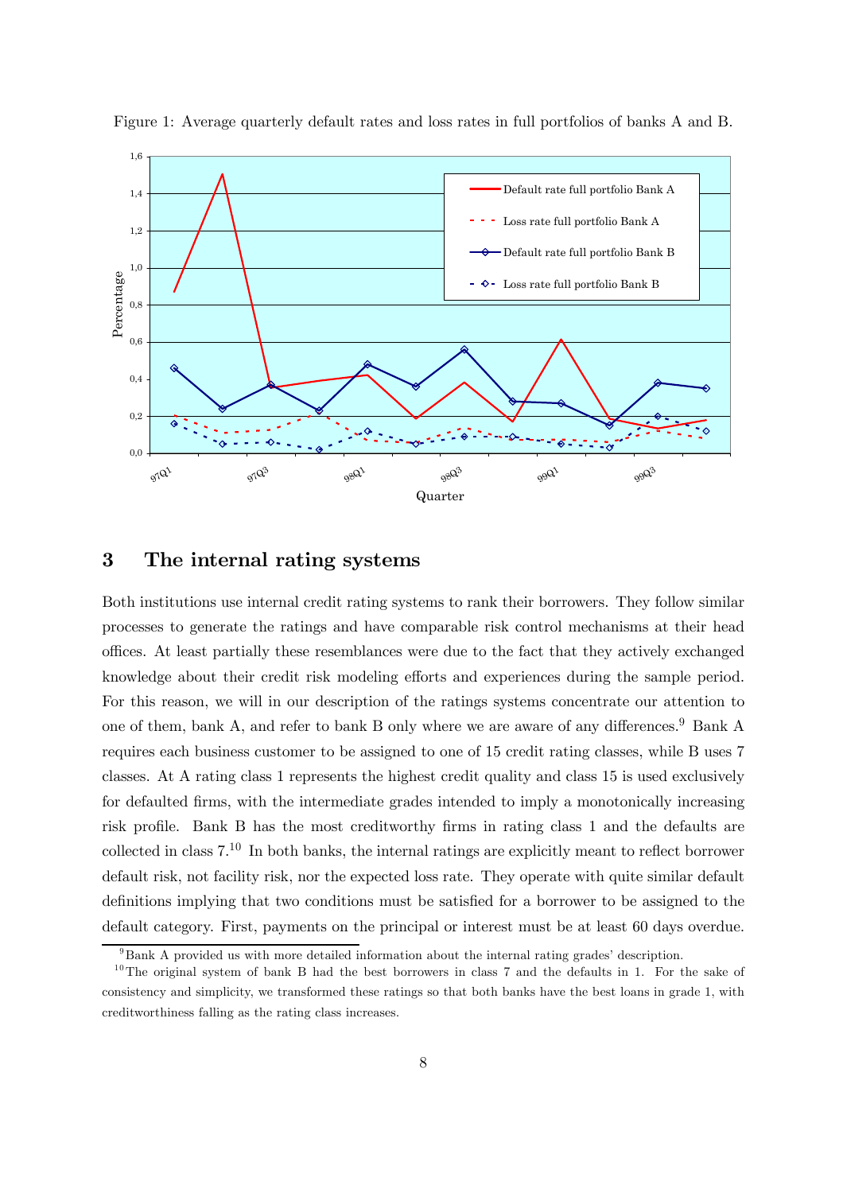Figure 1: Average quarterly default rates and loss rates in full portfolios of banks A and B.

## 3 The internal rating systems

Both institutions use internal credit rating systems to rank their borrowers. They follow similar processes to generate the ratings and have comparable risk control mechanisms at their head offices. At least partially these resemblances were due to the fact that they actively exchanged knowledge about their credit risk modeling efforts and experiences during the sample period. For this reason, we will in our description of the ratings systems concentrate our attention to one of them, bank A, and refer to bank B only where we are aware of any differences.[9] Bank A requires each business customer to be assigned to one of 15 credit rating classes, while B uses 7 classes. At A rating class 1 represents the highest credit quality and class 15 is used exclusively for defaulted firms, with the intermediate grades intended to imply a monotonically increasing risk profile. Bank B has the most creditworthy firms in rating class 1 and the defaults are collected in class 7.[10] In both banks, the internal ratings are explicitly meant to reflect borrower default risk, not facility risk, nor the expected loss rate. They operate with quite similar default definitions implying that two conditions must be satisfied for a borrower to be assigned to the default category. First, payments on the principal or interest must be at least 60 days overdue.

[9] Bank A provided us with more detailed information about the internal rating grades' description.

[10] The original system of bank B had the best borrowers in class 7 and the defaults in 1. For the sake of consistency and simplicity, we transformed these ratings so that both banks have the best loans in grade 1, with creditworthiness falling as the rating class increases.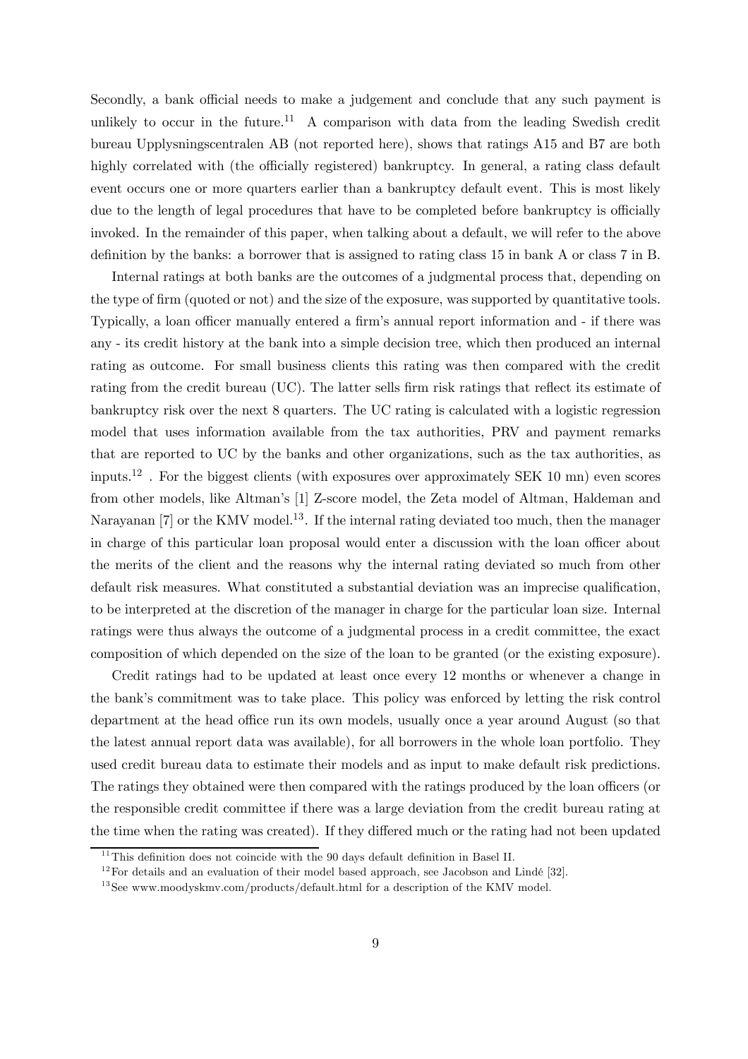Secondly, a bank official needs to make a judgement and conclude that any such payment is unlikely to occur in the future.[11] A comparison with data from the leading Swedish credit bureau Upplysningscentralen AB (not reported here), shows that ratings A15 and B7 are both highly correlated with (the officially registered) bankruptcy. In general, a rating class default event occurs one or more quarters earlier than a bankruptcy default event. This is most likely due to the length of legal procedures that have to be completed before bankruptcy is officially invoked. In the remainder of this paper, when talking about a default, we will refer to the above definition by the banks: a borrower that is assigned to rating class 15 in bank A or class 7 in B.

Internal ratings at both banks are the outcomes of a judgmental process that, depending on the type of firm (quoted or not) and the size of the exposure, was supported by quantitative tools. Typically, a loan officer manually entered a firm's annual report information and - if there was any - its credit history at the bank into a simple decision tree, which then produced an internal rating as outcome. For small business clients this rating was then compared with the credit rating from the credit bureau (UC). The latter sells firm risk ratings that reflect its estimate of bankruptcy risk over the next 8 quarters. The UC rating is calculated with a logistic regression model that uses information available from the tax authorities, PRV and payment remarks that are reported to UC by the banks and other organizations, such as the tax authorities, as inputs.[12] . For the biggest clients (with exposures over approximately SEK 10 mn) even scores from other models, like Altman's [1] Z-score model, the Zeta model of Altman, Haldeman and Narayanan [7] or the KMV model.[13]. If the internal rating deviated too much, then the manager in charge of this particular loan proposal would enter a discussion with the loan officer about the merits of the client and the reasons why the internal rating deviated so much from other default risk measures. What constituted a substantial deviation was an imprecise qualification, to be interpreted at the discretion of the manager in charge for the particular loan size. Internal ratings were thus always the outcome of a judgmental process in a credit committee, the exact composition of which depended on the size of the loan to be granted (or the existing exposure).

Credit ratings had to be updated at least once every 12 months or whenever a change in the bank's commitment was to take place. This policy was enforced by letting the risk control department at the head office run its own models, usually once a year around August (so that the latest annual report data was available), for all borrowers in the whole loan portfolio. They used credit bureau data to estimate their models and as input to make default risk predictions. The ratings they obtained were then compared with the ratings produced by the loan officers (or the responsible credit committee if there was a large deviation from the credit bureau rating at the time when the rating was created). If they differed much or the rating had not been updated

[11] This definition does not coincide with the 90 days default definition in Basel II.

[12] For details and an evaluation of their model based approach, see Jacobson and Lindé [32].

[13] See www.moodyskmv.com/products/default.html for a description of the KMV model.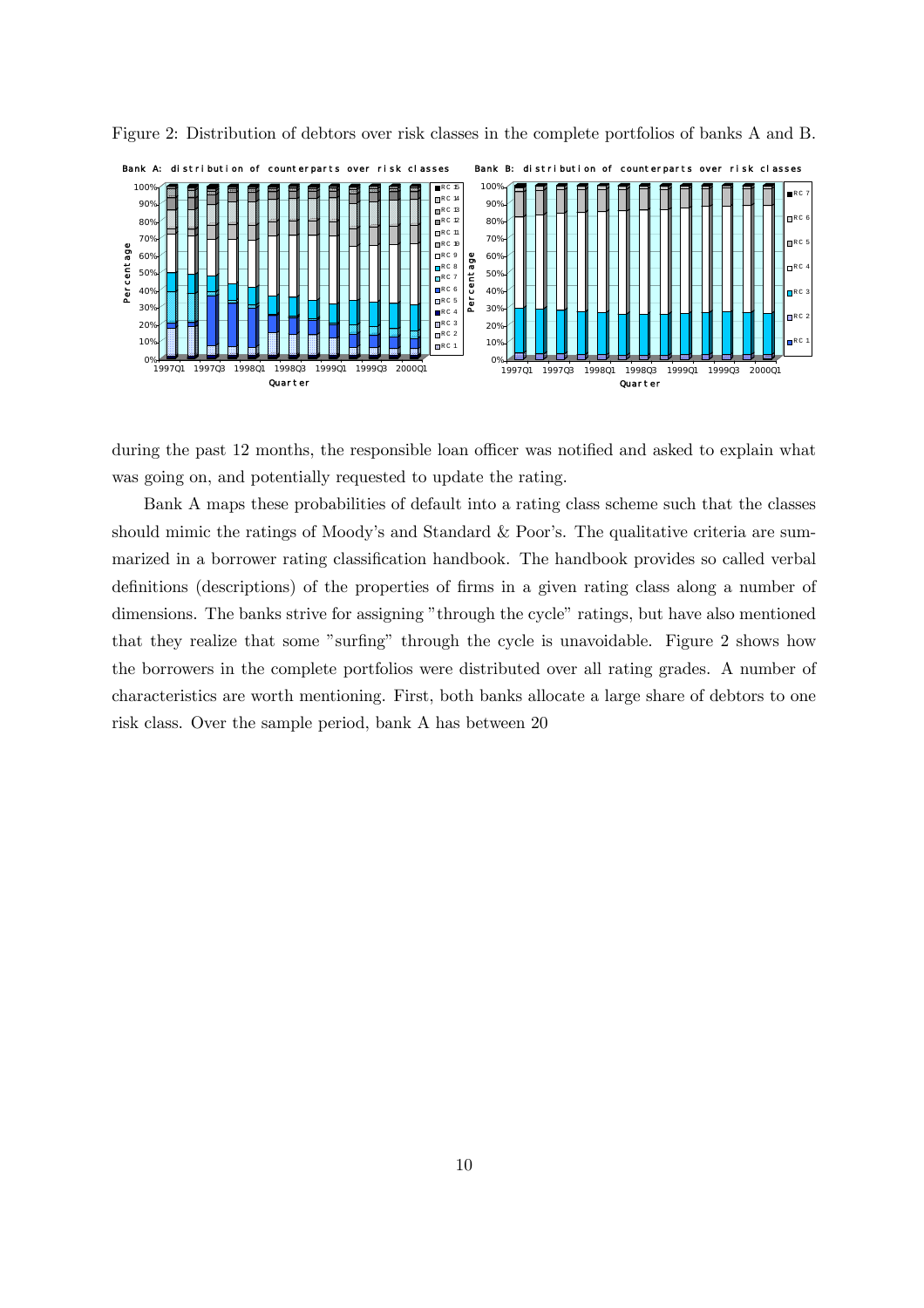Figure 2: Distribution of debtors over risk classes in the complete portfolios of banks A and B.

during the past 12 months, the responsible loan officer was notified and asked to explain what was going on, and potentially requested to update the rating.

Bank A maps these probabilities of default into a rating class scheme such that the classes should mimic the ratings of Moody's and Standard & Poor's. The qualitative criteria are summarized in a borrower rating classification handbook. The handbook provides so called verbal definitions (descriptions) of the properties of firms in a given rating class along a number of dimensions. The banks strive for assigning "through the cycle" ratings, but have also mentioned that they realize that some "surfing" through the cycle is unavoidable. Figure 2 shows how the borrowers in the complete portfolios were distributed over all rating grades. A number of characteristics are worth mentioning. First, both banks allocate a large share of debtors to one risk class. Over the sample period, bank A has between 20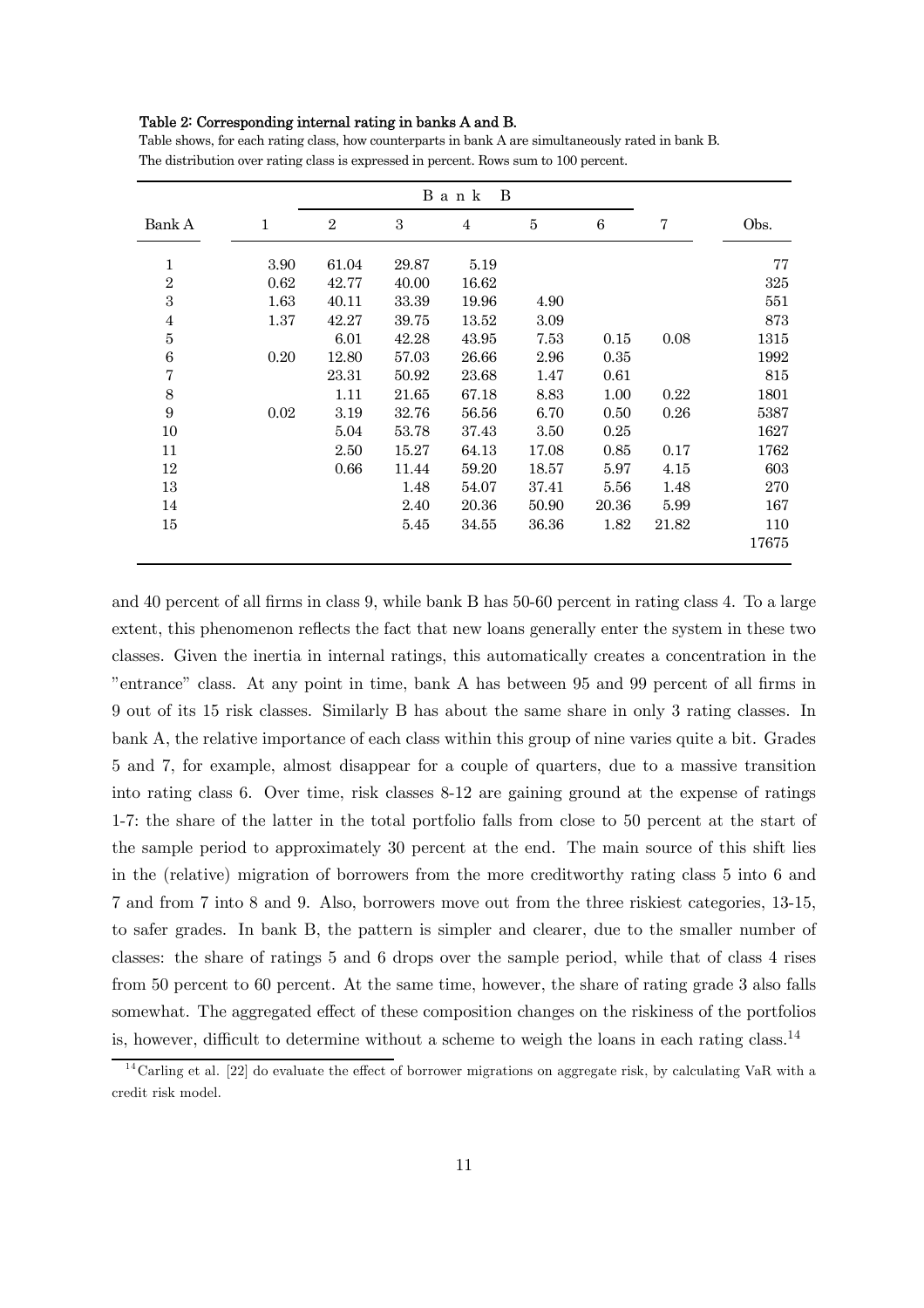**Table 2: Corresponding internal rating in banks A and B.**

Table shows, for each rating class, how counterparts in bank A are simultaneously rated in bank B. The distribution over rating class is expressed in percent. Rows sum to 100 percent.

| | Bank B | | | | | | | |
|---|---|---|---|---|---|---|---|---|
| Bank A | 1 | 2 | 3 | 4 | 5 | 6 | 7 | Obs. |
| 1 | 3.90 | 61.04 | 29.87 | 5.19 | | | | 77 |
| 2 | 0.62 | 42.77 | 40.00 | 16.62 | | | | 325 |
| 3 | 1.63 | 40.11 | 33.39 | 19.96 | 4.90 | | | 551 |
| 4 | 1.37 | 42.27 | 39.75 | 13.52 | 3.09 | | | 873 |
| 5 | | 6.01 | 42.28 | 43.95 | 7.53 | 0.15 | 0.08 | 1315 |
| 6 | 0.20 | 12.80 | 57.03 | 26.66 | 2.96 | 0.35 | | 1992 |
| 7 | | 23.31 | 50.92 | 23.68 | 1.47 | 0.61 | | 815 |
| 8 | | 1.11 | 21.65 | 67.18 | 8.83 | 1.00 | 0.22 | 1801 |
| 9 | 0.02 | 3.19 | 32.76 | 56.56 | 6.70 | 0.50 | 0.26 | 5387 |
| 10 | | 5.04 | 53.78 | 37.43 | 3.50 | 0.25 | | 1627 |
| 11 | | 2.50 | 15.27 | 64.13 | 17.08 | 0.85 | 0.17 | 1762 |
| 12 | | 0.66 | 11.44 | 59.20 | 18.57 | 5.97 | 4.15 | 603 |
| 13 | | | 1.48 | 54.07 | 37.41 | 5.56 | 1.48 | 270 |
| 14 | | | 2.40 | 20.36 | 50.90 | 20.36 | 5.99 | 167 |
| 15 | | | 5.45 | 34.55 | 36.36 | 1.82 | 21.82 | 110 |
| | | | | | | | | 17675 |

and 40 percent of all firms in class 9, while bank B has 50-60 percent in rating class 4. To a large extent, this phenomenon reflects the fact that new loans generally enter the system in these two classes. Given the inertia in internal ratings, this automatically creates a concentration in the "entrance" class. At any point in time, bank A has between 95 and 99 percent of all firms in 9 out of its 15 risk classes. Similarly B has about the same share in only 3 rating classes. In bank A, the relative importance of each class within this group of nine varies quite a bit. Grades 5 and 7, for example, almost disappear for a couple of quarters, due to a massive transition into rating class 6. Over time, risk classes 8-12 are gaining ground at the expense of ratings 1-7: the share of the latter in the total portfolio falls from close to 50 percent at the start of the sample period to approximately 30 percent at the end. The main source of this shift lies in the (relative) migration of borrowers from the more creditworthy rating class 5 into 6 and 7 and from 7 into 8 and 9. Also, borrowers move out from the three riskiest categories, 13-15, to safer grades. In bank B, the pattern is simpler and clearer, due to the smaller number of classes: the share of ratings 5 and 6 drops over the sample period, while that of class 4 rises from 50 percent to 60 percent. At the same time, however, the share of rating grade 3 also falls somewhat. The aggregated effect of these composition changes on the riskiness of the portfolios is, however, difficult to determine without a scheme to weigh the loans in each rating class.[14]

[14] Carling et al. [22] do evaluate the effect of borrower migrations on aggregate risk, by calculating VaR with a credit risk model.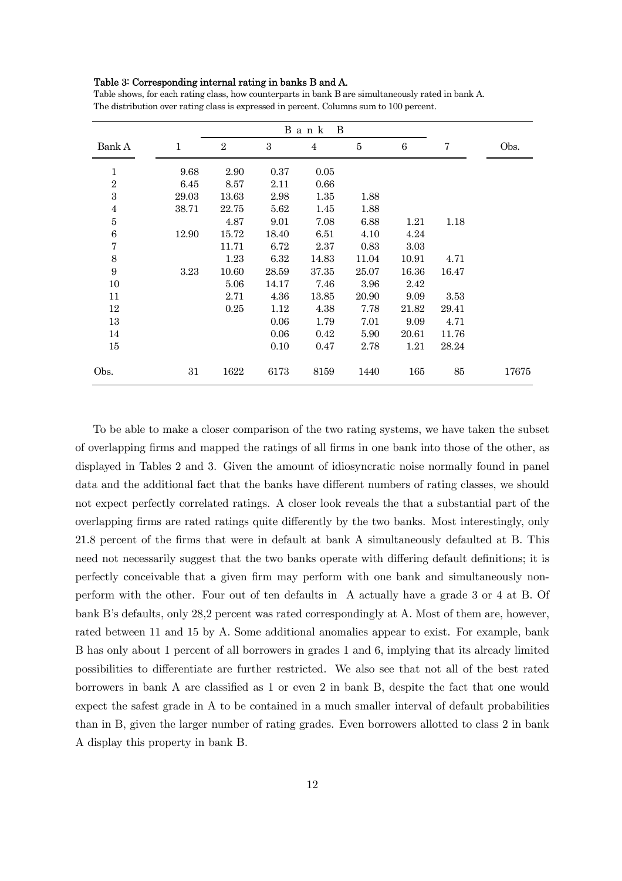**Table 3: Corresponding internal rating in banks B and A.**

Table shows, for each rating class, how counterparts in bank B are simultaneously rated in bank A. The distribution over rating class is expressed in percent. Columns sum to 100 percent.

| | Bank B | | | | | | | |
|---|---|---|---|---|---|---|---|---|
| Bank A | 1 | 2 | 3 | 4 | 5 | 6 | 7 | Obs. |
| 1 | 9.68 | 2.90 | 0.37 | 0.05 | | | | |
| 2 | 6.45 | 8.57 | 2.11 | 0.66 | | | | |
| 3 | 29.03 | 13.63 | 2.98 | 1.35 | 1.88 | | | |
| 4 | 38.71 | 22.75 | 5.62 | 1.45 | 1.88 | | | |
| 5 | | 4.87 | 9.01 | 7.08 | 6.88 | 1.21 | 1.18 | |
| 6 | 12.90 | 15.72 | 18.40 | 6.51 | 4.10 | 4.24 | | |
| 7 | | 11.71 | 6.72 | 2.37 | 0.83 | 3.03 | | |
| 8 | | 1.23 | 6.32 | 14.83 | 11.04 | 10.91 | 4.71 | |
| 9 | 3.23 | 10.60 | 28.59 | 37.35 | 25.07 | 16.36 | 16.47 | |
| 10 | | 5.06 | 14.17 | 7.46 | 3.96 | 2.42 | | |
| 11 | | 2.71 | 4.36 | 13.85 | 20.90 | 9.09 | 3.53 | |
| 12 | | 0.25 | 1.12 | 4.38 | 7.78 | 21.82 | 29.41 | |
| 13 | | | 0.06 | 1.79 | 7.01 | 9.09 | 4.71 | |
| 14 | | | 0.06 | 0.42 | 5.90 | 20.61 | 11.76 | |
| 15 | | | 0.10 | 0.47 | 2.78 | 1.21 | 28.24 | |
| Obs. | 31 | 1622 | 6173 | 8159 | 1440 | 165 | 85 | 17675 |

To be able to make a closer comparison of the two rating systems, we have taken the subset of overlapping firms and mapped the ratings of all firms in one bank into those of the other, as displayed in Tables 2 and 3. Given the amount of idiosyncratic noise normally found in panel data and the additional fact that the banks have different numbers of rating classes, we should not expect perfectly correlated ratings. A closer look reveals the that a substantial part of the overlapping firms are rated ratings quite differently by the two banks. Most interestingly, only 21.8 percent of the firms that were in default at bank A simultaneously defaulted at B. This need not necessarily suggest that the two banks operate with differing default definitions; it is perfectly conceivable that a given firm may perform with one bank and simultaneously non-perform with the other. Four out of ten defaults in A actually have a grade 3 or 4 at B. Of bank B's defaults, only 28,2 percent was rated correspondingly at A. Most of them are, however, rated between 11 and 15 by A. Some additional anomalies appear to exist. For example, bank B has only about 1 percent of all borrowers in grades 1 and 6, implying that its already limited possibilities to differentiate are further restricted. We also see that not all of the best rated borrowers in bank A are classified as 1 or even 2 in bank B, despite the fact that one would expect the safest grade in A to be contained in a much smaller interval of default probabilities than in B, given the larger number of rating grades. Even borrowers allotted to class 2 in bank A display this property in bank B.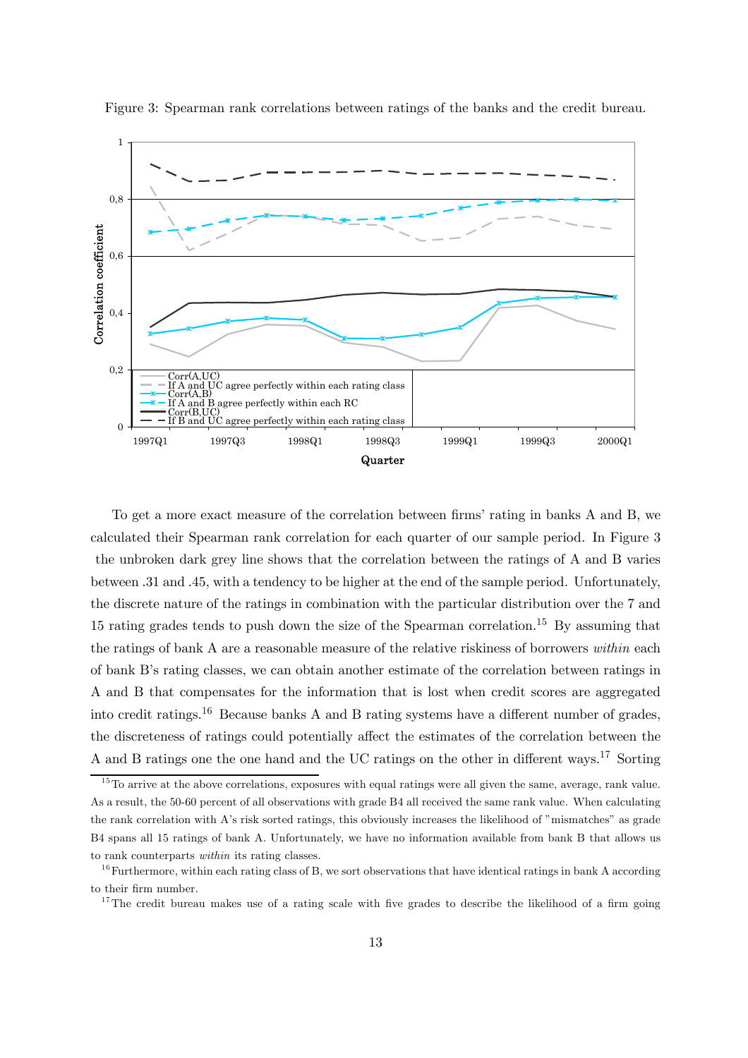Figure 3: Spearman rank correlations between ratings of the banks and the credit bureau.

To get a more exact measure of the correlation between firms' rating in banks A and B, we calculated their Spearman rank correlation for each quarter of our sample period. In Figure 3 the unbroken dark grey line shows that the correlation between the ratings of A and B varies between .31 and .45, with a tendency to be higher at the end of the sample period. Unfortunately, the discrete nature of the ratings in combination with the particular distribution over the 7 and 15 rating grades tends to push down the size of the Spearman correlation.[15] By assuming that the ratings of bank A are a reasonable measure of the relative riskiness of borrowers *within* each of bank B's rating classes, we can obtain another estimate of the correlation between ratings in A and B that compensates for the information that is lost when credit scores are aggregated into credit ratings.[16] Because banks A and B rating systems have a different number of grades, the discreteness of ratings could potentially affect the estimates of the correlation between the A and B ratings one the one hand and the UC ratings on the other in different ways.[17] Sorting

[15] To arrive at the above correlations, exposures with equal ratings were all given the same, average, rank value. As a result, the 50-60 percent of all observations with grade B4 all received the same rank value. When calculating the rank correlation with A's risk sorted ratings, this obviously increases the likelihood of "mismatches" as grade B4 spans all 15 ratings of bank A. Unfortunately, we have no information available from bank B that allows us to rank counterparts *within* its rating classes.

[16] Furthermore, within each rating class of B, we sort observations that have identical ratings in bank A according to their firm number.

[17] The credit bureau makes use of a rating scale with five grades to describe the likelihood of a firm going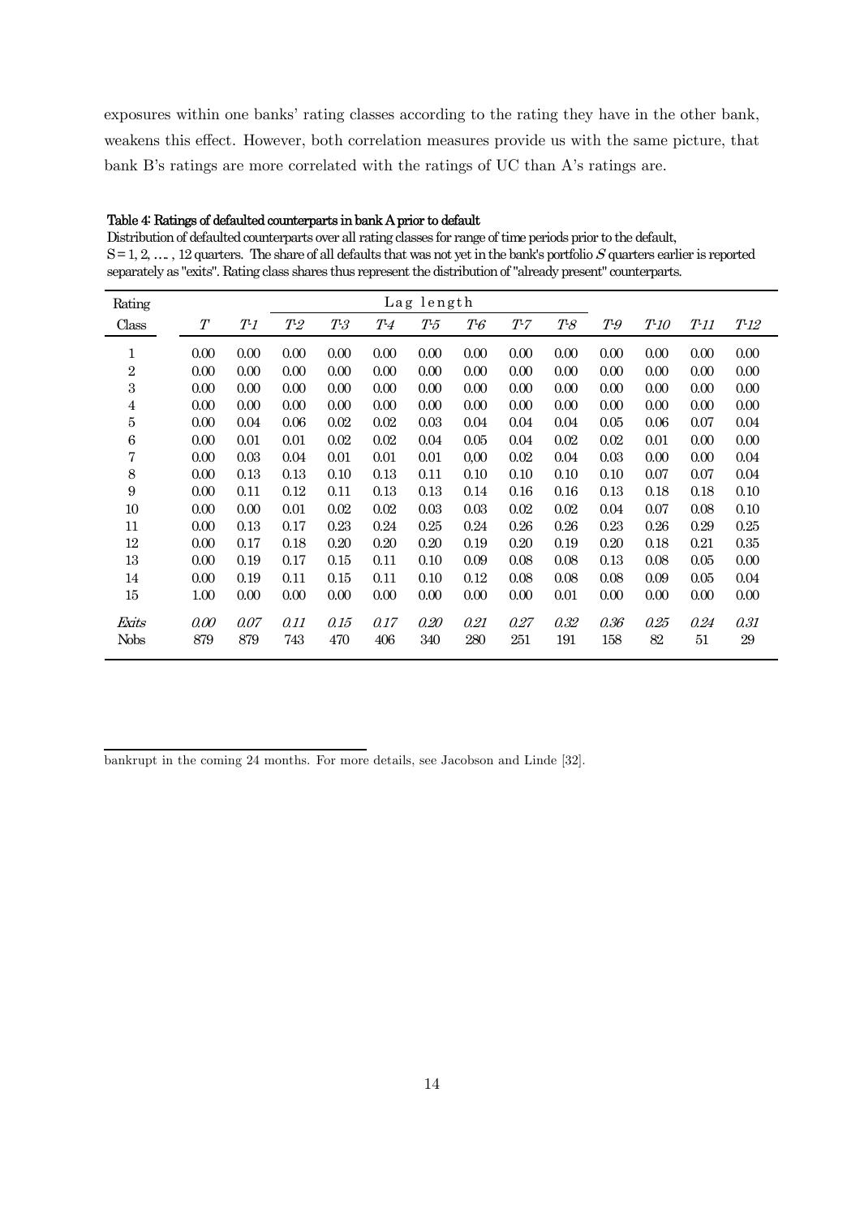exposures within one banks' rating classes according to the rating they have in the other bank, weakens this effect. However, both correlation measures provide us with the same picture, that bank B's ratings are more correlated with the ratings of UC than A's ratings are.

**Table 4: Ratings of defaulted counterparts in bank A prior to default**

Distribution of defaulted counterparts over all rating classes for range of time periods prior to the default, S = 1, 2, ...., 12 quarters. The share of all defaults that was not yet in the bank's portfolio $S$ quarters earlier is reported separately as "exits". Rating class shares thus represent the distribution of "already present" counterparts.

| Rating | | | Lag length | | | | | | | | | | |
|---|---|---|---|---|---|---|---|---|---|---|---|---|---|
| Class | *T* | *T-1* | *T-2* | *T-3* | *T-4* | *T-5* | *T-6* | *T-7* | *T-8* | *T-9* | *T-10* | *T-11* | *T-12* |
| 1 | 0.00 | 0.00 | 0.00 | 0.00 | 0.00 | 0.00 | 0.00 | 0.00 | 0.00 | 0.00 | 0.00 | 0.00 | 0.00 |
| 2 | 0.00 | 0.00 | 0.00 | 0.00 | 0.00 | 0.00 | 0.00 | 0.00 | 0.00 | 0.00 | 0.00 | 0.00 | 0.00 |
| 3 | 0.00 | 0.00 | 0.00 | 0.00 | 0.00 | 0.00 | 0.00 | 0.00 | 0.00 | 0.00 | 0.00 | 0.00 | 0.00 |
| 4 | 0.00 | 0.00 | 0.00 | 0.00 | 0.00 | 0.00 | 0.00 | 0.00 | 0.00 | 0.00 | 0.00 | 0.00 | 0.00 |
| 5 | 0.00 | 0.04 | 0.06 | 0.02 | 0.02 | 0.03 | 0.04 | 0.04 | 0.04 | 0.05 | 0.06 | 0.07 | 0.04 |
| 6 | 0.00 | 0.01 | 0.01 | 0.02 | 0.02 | 0.04 | 0.05 | 0.04 | 0.02 | 0.02 | 0.01 | 0.00 | 0.00 |
| 7 | 0.00 | 0.03 | 0.04 | 0.01 | 0.01 | 0.01 | 0,00 | 0.02 | 0.04 | 0.03 | 0.00 | 0.00 | 0.04 |
| 8 | 0.00 | 0.13 | 0.13 | 0.10 | 0.13 | 0.11 | 0.10 | 0.10 | 0.10 | 0.10 | 0.07 | 0.07 | 0.04 |
| 9 | 0.00 | 0.11 | 0.12 | 0.11 | 0.13 | 0.13 | 0.14 | 0.16 | 0.16 | 0.13 | 0.18 | 0.18 | 0.10 |
| 10 | 0.00 | 0.00 | 0.01 | 0.02 | 0.02 | 0.03 | 0.03 | 0.02 | 0.02 | 0.04 | 0.07 | 0.08 | 0.10 |
| 11 | 0.00 | 0.13 | 0.17 | 0.23 | 0.24 | 0.25 | 0.24 | 0.26 | 0.26 | 0.23 | 0.26 | 0.29 | 0.25 |
| 12 | 0.00 | 0.17 | 0.18 | 0.20 | 0.20 | 0.20 | 0.19 | 0.20 | 0.19 | 0.20 | 0.18 | 0.21 | 0.35 |
| 13 | 0.00 | 0.19 | 0.17 | 0.15 | 0.11 | 0.10 | 0.09 | 0.08 | 0.08 | 0.13 | 0.08 | 0.05 | 0.00 |
| 14 | 0.00 | 0.19 | 0.11 | 0.15 | 0.11 | 0.10 | 0.12 | 0.08 | 0.08 | 0.08 | 0.09 | 0.05 | 0.04 |
| 15 | 1.00 | 0.00 | 0.00 | 0.00 | 0.00 | 0.00 | 0.00 | 0.00 | 0.01 | 0.00 | 0.00 | 0.00 | 0.00 |
| *Exits* | *0.00* | *0.07* | *0.11* | *0.15* | *0.17* | *0.20* | *0.21* | *0.27* | *0.32* | *0.36* | *0.25* | *0.24* | *0.31* |
| Nobs | 879 | 879 | 743 | 470 | 406 | 340 | 280 | 251 | 191 | 158 | 82 | 51 | 29 |

bankrupt in the coming 24 months. For more details, see Jacobson and Linde [32].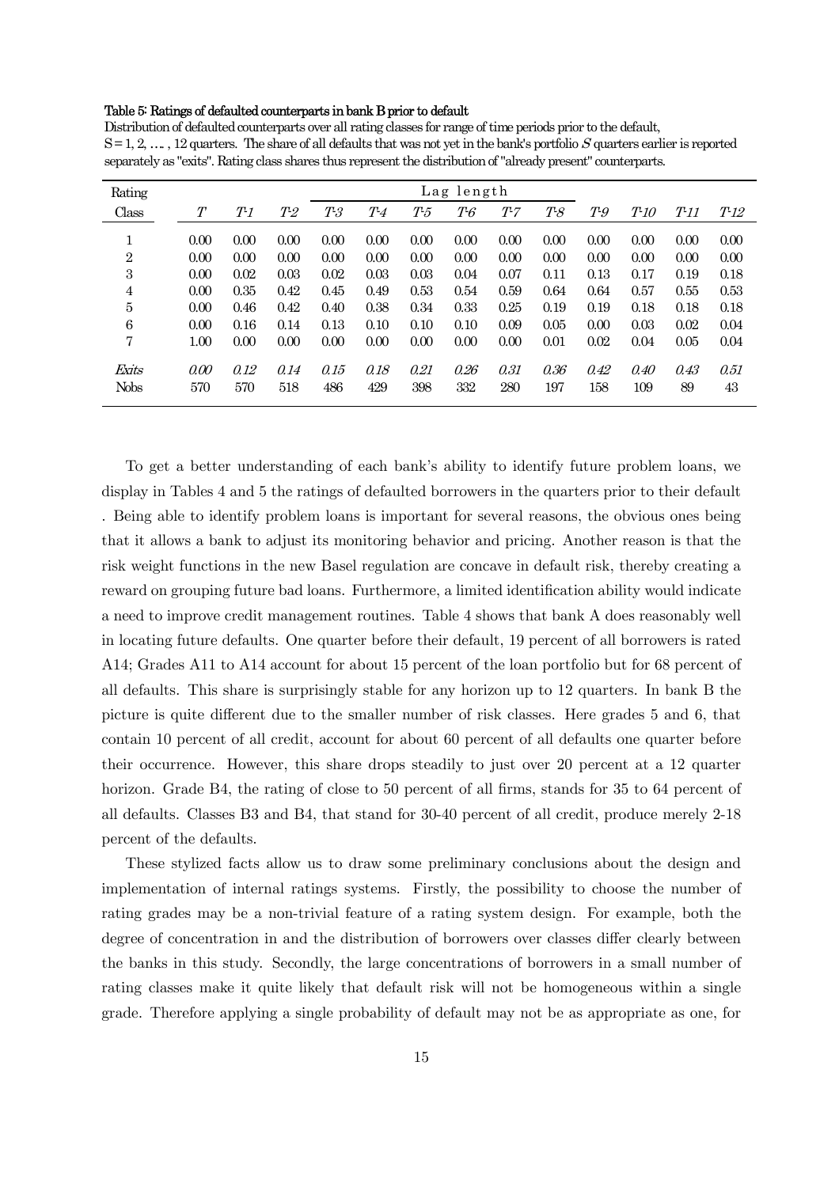**Table 5: Ratings of defaulted counterparts in bank B prior to default**

Distribution of defaulted counterparts over all rating classes for range of time periods prior to the default, S = 1, 2, …. , 12 quarters. The share of all defaults that was not yet in the bank's portfolio *S* quarters earlier is reported separately as "exits". Rating class shares thus represent the distribution of "already present" counterparts.

| Rating | | | | | | | Lag length | | | | | | |
|---|---|---|---|---|---|---|---|---|---|---|---|---|---|
| Class | *T* | *T-1* | *T-2* | *T-3* | *T-4* | *T-5* | *T-6* | *T-7* | *T-8* | *T-9* | *T-10* | *T-11* | *T-12* |
| 1 | 0.00 | 0.00 | 0.00 | 0.00 | 0.00 | 0.00 | 0.00 | 0.00 | 0.00 | 0.00 | 0.00 | 0.00 | 0.00 |
| 2 | 0.00 | 0.00 | 0.00 | 0.00 | 0.00 | 0.00 | 0.00 | 0.00 | 0.00 | 0.00 | 0.00 | 0.00 | 0.00 |
| 3 | 0.00 | 0.02 | 0.03 | 0.02 | 0.03 | 0.03 | 0.04 | 0.07 | 0.11 | 0.13 | 0.17 | 0.19 | 0.18 |
| 4 | 0.00 | 0.35 | 0.42 | 0.45 | 0.49 | 0.53 | 0.54 | 0.59 | 0.64 | 0.64 | 0.57 | 0.55 | 0.53 |
| 5 | 0.00 | 0.46 | 0.42 | 0.40 | 0.38 | 0.34 | 0.33 | 0.25 | 0.19 | 0.19 | 0.18 | 0.18 | 0.18 |
| 6 | 0.00 | 0.16 | 0.14 | 0.13 | 0.10 | 0.10 | 0.10 | 0.09 | 0.05 | 0.00 | 0.03 | 0.02 | 0.04 |
| 7 | 1.00 | 0.00 | 0.00 | 0.00 | 0.00 | 0.00 | 0.00 | 0.00 | 0.01 | 0.02 | 0.04 | 0.05 | 0.04 |
| *Exits* | *0.00* | *0.12* | *0.14* | *0.15* | *0.18* | *0.21* | *0.26* | *0.31* | *0.36* | *0.42* | *0.40* | *0.43* | *0.51* |
| Nobs | 570 | 570 | 518 | 486 | 429 | 398 | 332 | 280 | 197 | 158 | 109 | 89 | 43 |

To get a better understanding of each bank's ability to identify future problem loans, we display in Tables 4 and 5 the ratings of defaulted borrowers in the quarters prior to their default . Being able to identify problem loans is important for several reasons, the obvious ones being that it allows a bank to adjust its monitoring behavior and pricing. Another reason is that the risk weight functions in the new Basel regulation are concave in default risk, thereby creating a reward on grouping future bad loans. Furthermore, a limited identification ability would indicate a need to improve credit management routines. Table 4 shows that bank A does reasonably well in locating future defaults. One quarter before their default, 19 percent of all borrowers is rated A14; Grades A11 to A14 account for about 15 percent of the loan portfolio but for 68 percent of all defaults. This share is surprisingly stable for any horizon up to 12 quarters. In bank B the picture is quite different due to the smaller number of risk classes. Here grades 5 and 6, that contain 10 percent of all credit, account for about 60 percent of all defaults one quarter before their occurrence. However, this share drops steadily to just over 20 percent at a 12 quarter horizon. Grade B4, the rating of close to 50 percent of all firms, stands for 35 to 64 percent of all defaults. Classes B3 and B4, that stand for 30-40 percent of all credit, produce merely 2-18 percent of the defaults.

These stylized facts allow us to draw some preliminary conclusions about the design and implementation of internal ratings systems. Firstly, the possibility to choose the number of rating grades may be a non-trivial feature of a rating system design. For example, both the degree of concentration in and the distribution of borrowers over classes differ clearly between the banks in this study. Secondly, the large concentrations of borrowers in a small number of rating classes make it quite likely that default risk will not be homogeneous within a single grade. Therefore applying a single probability of default may not be as appropriate as one, for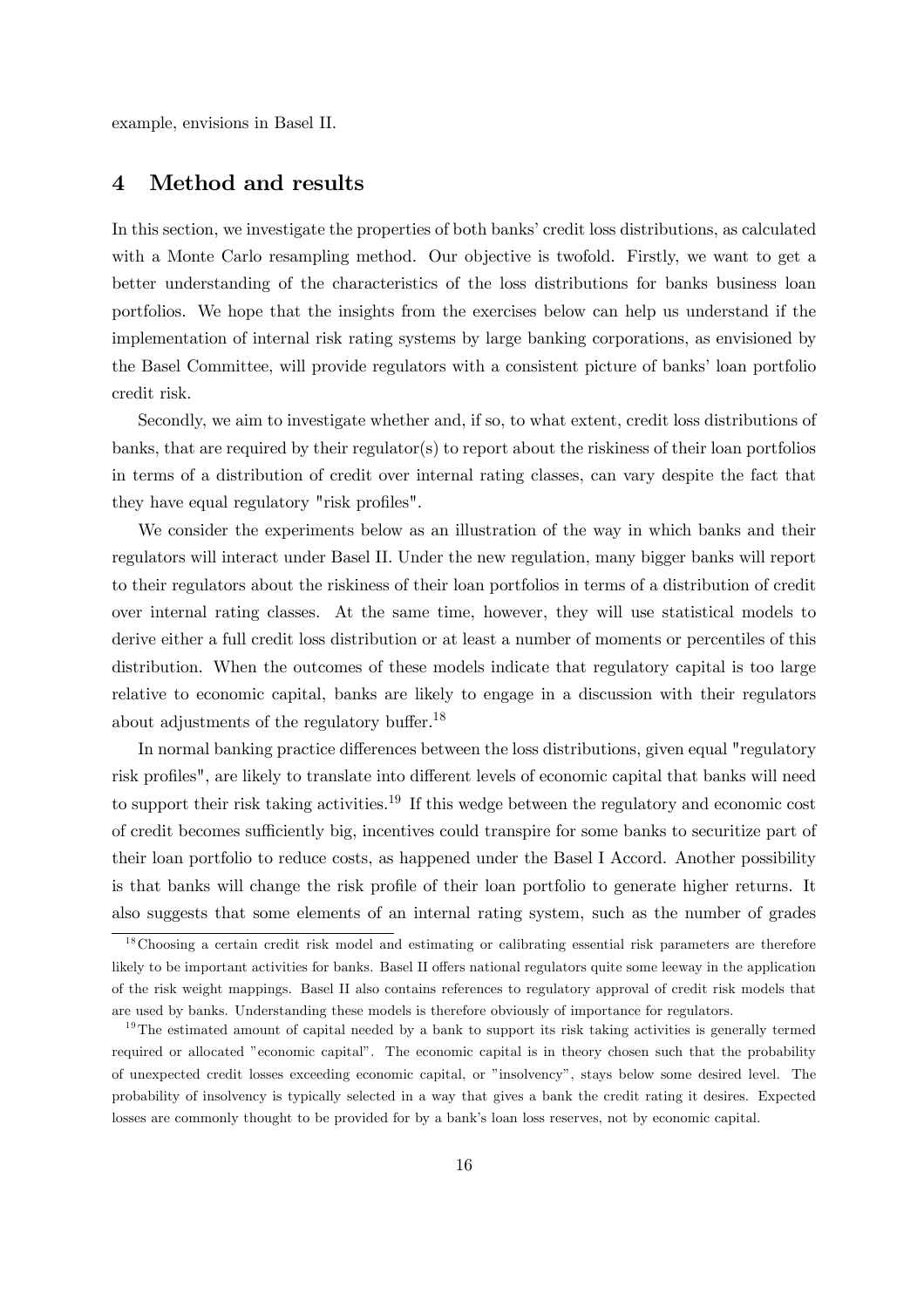example, envisions in Basel II.

## 4 Method and results

In this section, we investigate the properties of both banks' credit loss distributions, as calculated with a Monte Carlo resampling method. Our objective is twofold. Firstly, we want to get a better understanding of the characteristics of the loss distributions for banks business loan portfolios. We hope that the insights from the exercises below can help us understand if the implementation of internal risk rating systems by large banking corporations, as envisioned by the Basel Committee, will provide regulators with a consistent picture of banks' loan portfolio credit risk.

Secondly, we aim to investigate whether and, if so, to what extent, credit loss distributions of banks, that are required by their regulator(s) to report about the riskiness of their loan portfolios in terms of a distribution of credit over internal rating classes, can vary despite the fact that they have equal regulatory "risk profiles".

We consider the experiments below as an illustration of the way in which banks and their regulators will interact under Basel II. Under the new regulation, many bigger banks will report to their regulators about the riskiness of their loan portfolios in terms of a distribution of credit over internal rating classes. At the same time, however, they will use statistical models to derive either a full credit loss distribution or at least a number of moments or percentiles of this distribution. When the outcomes of these models indicate that regulatory capital is too large relative to economic capital, banks are likely to engage in a discussion with their regulators about adjustments of the regulatory buffer.[18]

In normal banking practice differences between the loss distributions, given equal "regulatory risk profiles", are likely to translate into different levels of economic capital that banks will need to support their risk taking activities.[19] If this wedge between the regulatory and economic cost of credit becomes sufficiently big, incentives could transpire for some banks to securitize part of their loan portfolio to reduce costs, as happened under the Basel I Accord. Another possibility is that banks will change the risk profile of their loan portfolio to generate higher returns. It also suggests that some elements of an internal rating system, such as the number of grades

[18] Choosing a certain credit risk model and estimating or calibrating essential risk parameters are therefore likely to be important activities for banks. Basel II offers national regulators quite some leeway in the application of the risk weight mappings. Basel II also contains references to regulatory approval of credit risk models that are used by banks. Understanding these models is therefore obviously of importance for regulators.

[19] The estimated amount of capital needed by a bank to support its risk taking activities is generally termed required or allocated "economic capital". The economic capital is in theory chosen such that the probability of unexpected credit losses exceeding economic capital, or "insolvency", stays below some desired level. The probability of insolvency is typically selected in a way that gives a bank the credit rating it desires. Expected losses are commonly thought to be provided for by a bank's loan loss reserves, not by economic capital.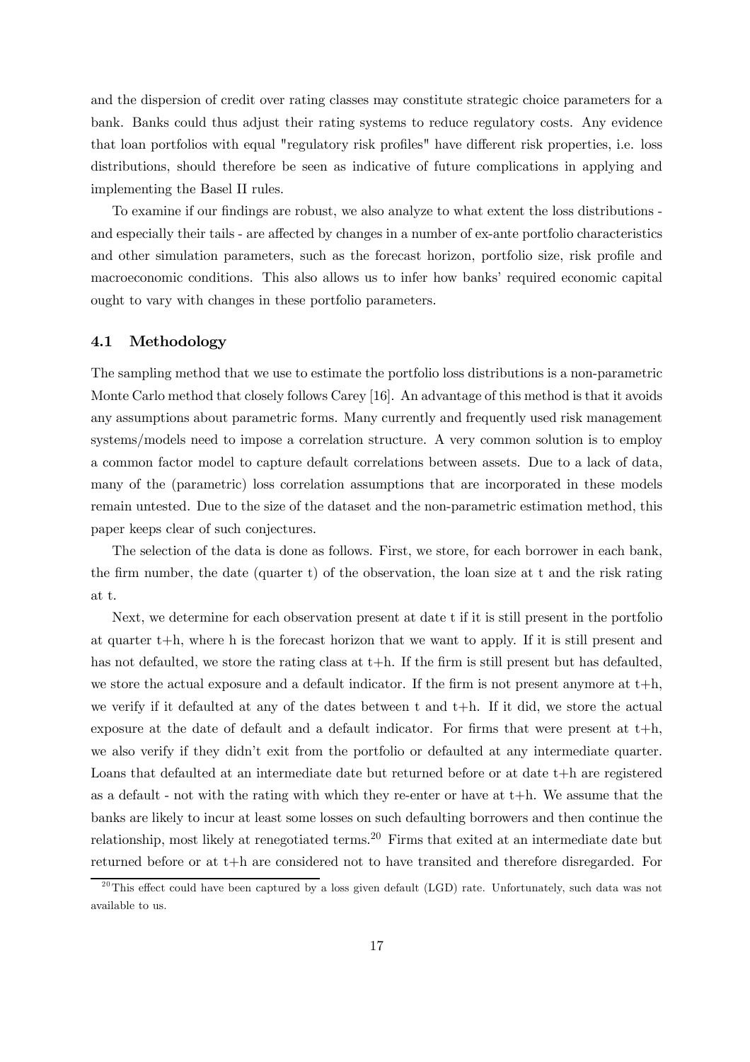and the dispersion of credit over rating classes may constitute strategic choice parameters for a bank. Banks could thus adjust their rating systems to reduce regulatory costs. Any evidence that loan portfolios with equal "regulatory risk profiles" have different risk properties, i.e. loss distributions, should therefore be seen as indicative of future complications in applying and implementing the Basel II rules.

To examine if our findings are robust, we also analyze to what extent the loss distributions - and especially their tails - are affected by changes in a number of ex-ante portfolio characteristics and other simulation parameters, such as the forecast horizon, portfolio size, risk profile and macroeconomic conditions. This also allows us to infer how banks' required economic capital ought to vary with changes in these portfolio parameters.

### 4.1 Methodology

The sampling method that we use to estimate the portfolio loss distributions is a non-parametric Monte Carlo method that closely follows Carey [16]. An advantage of this method is that it avoids any assumptions about parametric forms. Many currently and frequently used risk management systems/models need to impose a correlation structure. A very common solution is to employ a common factor model to capture default correlations between assets. Due to a lack of data, many of the (parametric) loss correlation assumptions that are incorporated in these models remain untested. Due to the size of the dataset and the non-parametric estimation method, this paper keeps clear of such conjectures.

The selection of the data is done as follows. First, we store, for each borrower in each bank, the firm number, the date (quarter t) of the observation, the loan size at t and the risk rating at t.

Next, we determine for each observation present at date t if it is still present in the portfolio at quarter t+h, where h is the forecast horizon that we want to apply. If it is still present and has not defaulted, we store the rating class at t+h. If the firm is still present but has defaulted, we store the actual exposure and a default indicator. If the firm is not present anymore at t+h, we verify if it defaulted at any of the dates between t and t+h. If it did, we store the actual exposure at the date of default and a default indicator. For firms that were present at t+h, we also verify if they didn't exit from the portfolio or defaulted at any intermediate quarter. Loans that defaulted at an intermediate date but returned before or at date t+h are registered as a default - not with the rating with which they re-enter or have at t+h. We assume that the banks are likely to incur at least some losses on such defaulting borrowers and then continue the relationship, most likely at renegotiated terms.[20] Firms that exited at an intermediate date but returned before or at t+h are considered not to have transited and therefore disregarded. For

[20] This effect could have been captured by a loss given default (LGD) rate. Unfortunately, such data was not available to us.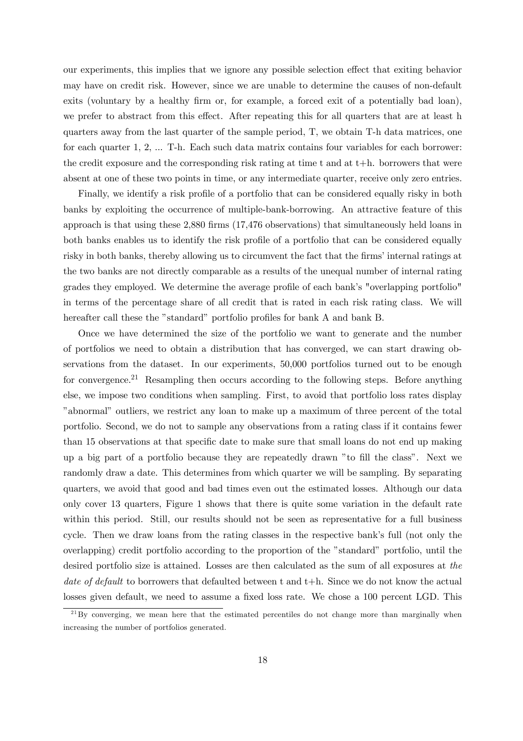our experiments, this implies that we ignore any possible selection effect that exiting behavior may have on credit risk. However, since we are unable to determine the causes of non-default exits (voluntary by a healthy firm or, for example, a forced exit of a potentially bad loan), we prefer to abstract from this effect. After repeating this for all quarters that are at least h quarters away from the last quarter of the sample period, T, we obtain T-h data matrices, one for each quarter 1, 2, ... T-h. Each such data matrix contains four variables for each borrower: the credit exposure and the corresponding risk rating at time t and at t+h. borrowers that were absent at one of these two points in time, or any intermediate quarter, receive only zero entries.

Finally, we identify a risk profile of a portfolio that can be considered equally risky in both banks by exploiting the occurrence of multiple-bank-borrowing. An attractive feature of this approach is that using these 2,880 firms (17,476 observations) that simultaneously held loans in both banks enables us to identify the risk profile of a portfolio that can be considered equally risky in both banks, thereby allowing us to circumvent the fact that the firms' internal ratings at the two banks are not directly comparable as a results of the unequal number of internal rating grades they employed. We determine the average profile of each bank's "overlapping portfolio" in terms of the percentage share of all credit that is rated in each risk rating class. We will hereafter call these the "standard" portfolio profiles for bank A and bank B.

Once we have determined the size of the portfolio we want to generate and the number of portfolios we need to obtain a distribution that has converged, we can start drawing observations from the dataset. In our experiments, 50,000 portfolios turned out to be enough for convergence.[21] Resampling then occurs according to the following steps. Before anything else, we impose two conditions when sampling. First, to avoid that portfolio loss rates display "abnormal" outliers, we restrict any loan to make up a maximum of three percent of the total portfolio. Second, we do not to sample any observations from a rating class if it contains fewer than 15 observations at that specific date to make sure that small loans do not end up making up a big part of a portfolio because they are repeatedly drawn "to fill the class". Next we randomly draw a date. This determines from which quarter we will be sampling. By separating quarters, we avoid that good and bad times even out the estimated losses. Although our data only cover 13 quarters, Figure 1 shows that there is quite some variation in the default rate within this period. Still, our results should not be seen as representative for a full business cycle. Then we draw loans from the rating classes in the respective bank's full (not only the overlapping) credit portfolio according to the proportion of the "standard" portfolio, until the desired portfolio size is attained. Losses are then calculated as the sum of all exposures at *the date of default* to borrowers that defaulted between t and t+h. Since we do not know the actual losses given default, we need to assume a fixed loss rate. We chose a 100 percent LGD. This

[21] By converging, we mean here that the estimated percentiles do not change more than marginally when increasing the number of portfolios generated.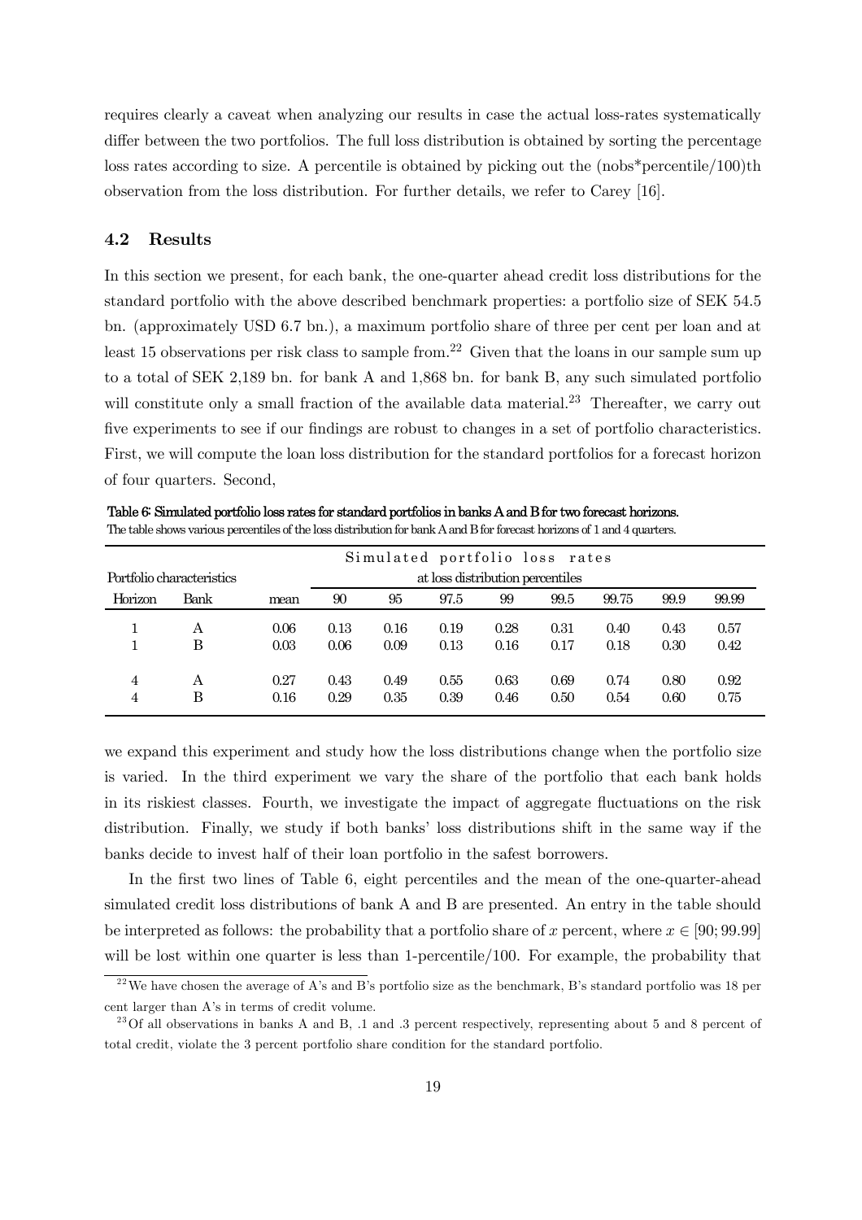requires clearly a caveat when analyzing our results in case the actual loss-rates systematically differ between the two portfolios. The full loss distribution is obtained by sorting the percentage loss rates according to size. A percentile is obtained by picking out the (nobs*percentile/100)th observation from the loss distribution. For further details, we refer to Carey [16].

### 4.2 Results

In this section we present, for each bank, the one-quarter ahead credit loss distributions for the standard portfolio with the above described benchmark properties: a portfolio size of SEK 54.5 bn. (approximately USD 6.7 bn.), a maximum portfolio share of three per cent per loan and at least 15 observations per risk class to sample from.[22] Given that the loans in our sample sum up to a total of SEK 2,189 bn. for bank A and 1,868 bn. for bank B, any such simulated portfolio will constitute only a small fraction of the available data material.[23] Thereafter, we carry out five experiments to see if our findings are robust to changes in a set of portfolio characteristics. First, we will compute the loan loss distribution for the standard portfolios for a forecast horizon of four quarters. Second,

**Table 6: Simulated portfolio loss rates for standard portfolios in banks A and B for two forecast horizons.**
The table shows various percentiles of the loss distribution for bank A and B for forecast horizons of 1 and 4 quarters.

| Portfolio characteristics | | Simulated portfolio loss rates | | | | | | | | |
|---|---|---|---|---|---|---|---|---|---|---|
| | | | at loss distribution percentiles | | | | | | | |
| Horizon | Bank | mean | 90 | 95 | 97.5 | 99 | 99.5 | 99.75 | 99.9 | 99.99 |
| 1 | A | 0.06 | 0.13 | 0.16 | 0.19 | 0.28 | 0.31 | 0.40 | 0.43 | 0.57 |
| 1 | B | 0.03 | 0.06 | 0.09 | 0.13 | 0.16 | 0.17 | 0.18 | 0.30 | 0.42 |
| 4 | A | 0.27 | 0.43 | 0.49 | 0.55 | 0.63 | 0.69 | 0.74 | 0.80 | 0.92 |
| 4 | B | 0.16 | 0.29 | 0.35 | 0.39 | 0.46 | 0.50 | 0.54 | 0.60 | 0.75 |

we expand this experiment and study how the loss distributions change when the portfolio size is varied. In the third experiment we vary the share of the portfolio that each bank holds in its riskiest classes. Fourth, we investigate the impact of aggregate fluctuations on the risk distribution. Finally, we study if both banks' loss distributions shift in the same way if the banks decide to invest half of their loan portfolio in the safest borrowers.

In the first two lines of Table 6, eight percentiles and the mean of the one-quarter-ahead simulated credit loss distributions of bank A and B are presented. An entry in the table should be interpreted as follows: the probability that a portfolio share of $x$ percent, where $x \in [90; 99.99]$ will be lost within one quarter is less than 1-percentile/100. For example, the probability that

[22] We have chosen the average of A's and B's portfolio size as the benchmark, B's standard portfolio was 18 per cent larger than A's in terms of credit volume.

[23] Of all observations in banks A and B, .1 and .3 percent respectively, representing about 5 and 8 percent of total credit, violate the 3 percent portfolio share condition for the standard portfolio.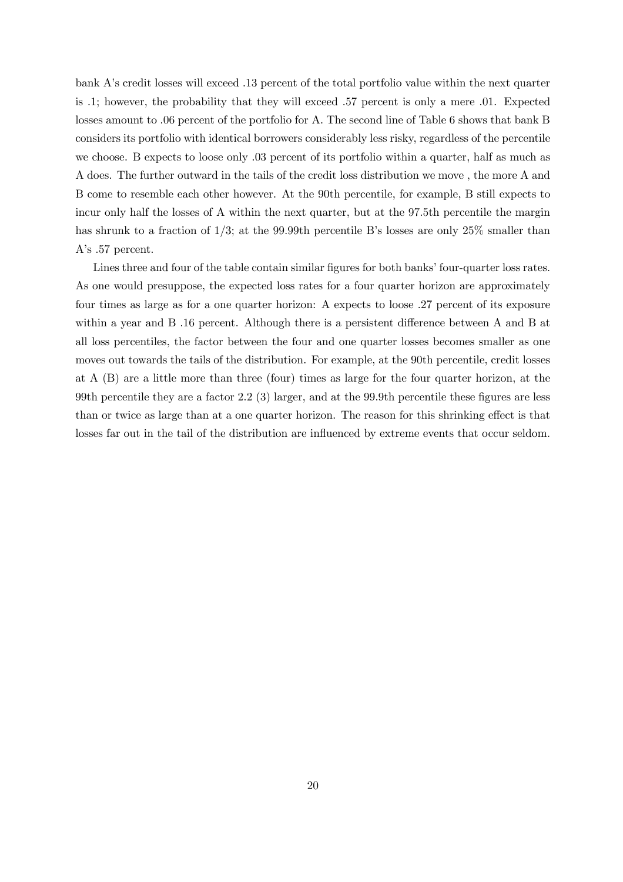bank A's credit losses will exceed .13 percent of the total portfolio value within the next quarter is .1; however, the probability that they will exceed .57 percent is only a mere .01. Expected losses amount to .06 percent of the portfolio for A. The second line of Table 6 shows that bank B considers its portfolio with identical borrowers considerably less risky, regardless of the percentile we choose. B expects to loose only .03 percent of its portfolio within a quarter, half as much as A does. The further outward in the tails of the credit loss distribution we move , the more A and B come to resemble each other however. At the 90th percentile, for example, B still expects to incur only half the losses of A within the next quarter, but at the 97.5th percentile the margin has shrunk to a fraction of 1/3; at the 99.99th percentile B's losses are only 25% smaller than A's .57 percent.

Lines three and four of the table contain similar figures for both banks' four-quarter loss rates. As one would presuppose, the expected loss rates for a four quarter horizon are approximately four times as large as for a one quarter horizon: A expects to loose .27 percent of its exposure within a year and B .16 percent. Although there is a persistent difference between A and B at all loss percentiles, the factor between the four and one quarter losses becomes smaller as one moves out towards the tails of the distribution. For example, at the 90th percentile, credit losses at A (B) are a little more than three (four) times as large for the four quarter horizon, at the 99th percentile they are a factor 2.2 (3) larger, and at the 99.9th percentile these figures are less than or twice as large than at a one quarter horizon. The reason for this shrinking effect is that losses far out in the tail of the distribution are influenced by extreme events that occur seldom.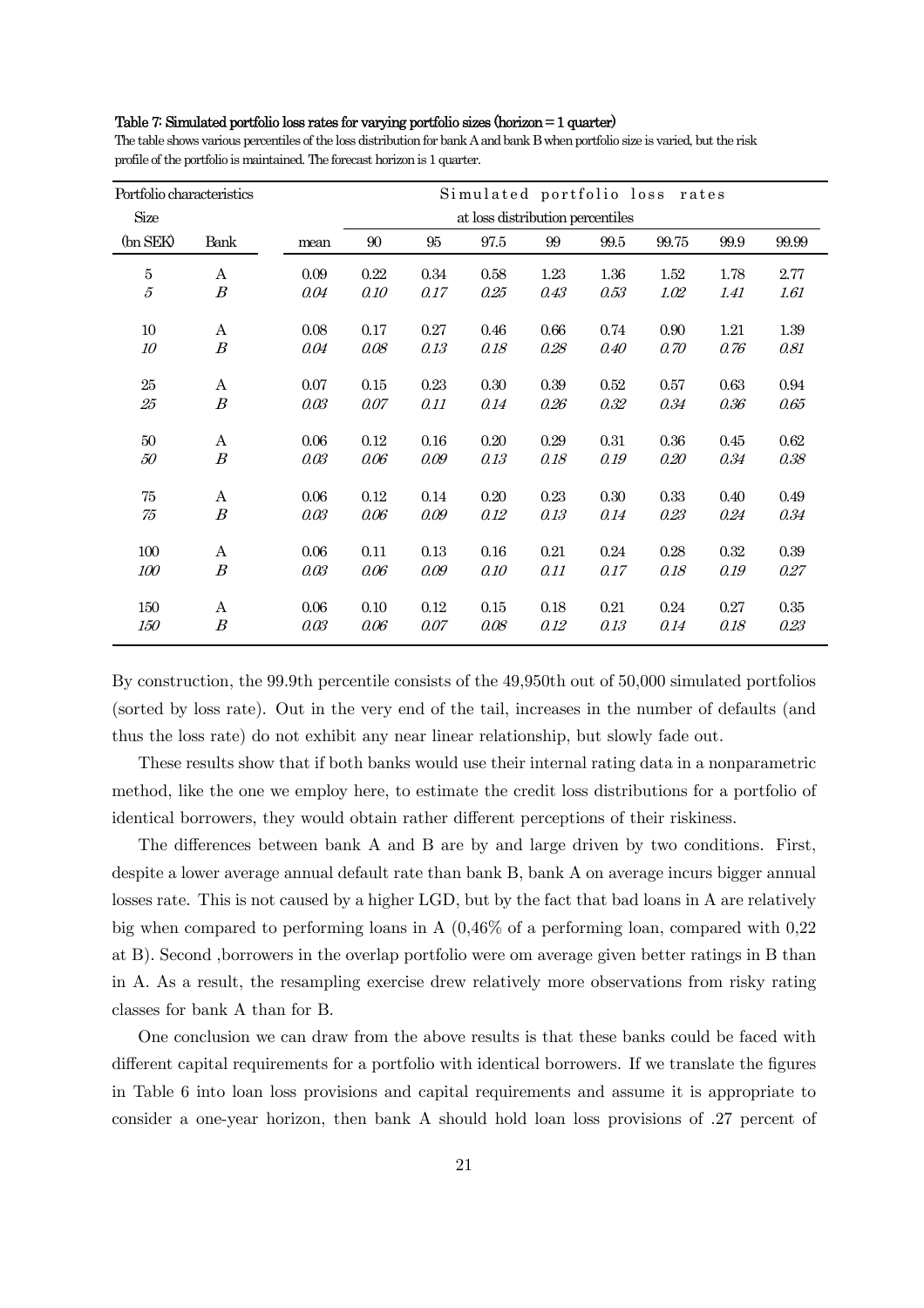**Table 7: Simulated portfolio loss rates for varying portfolio sizes (horizon = 1 quarter)**

The table shows various percentiles of the loss distribution for bank A and bank B when portfolio size is varied, but the risk profile of the portfolio is maintained. The forecast horizon is 1 quarter.

| Portfolio characteristics | | | Simulated portfolio loss rates | | | | | | | |
|---|---|---|---|---|---|---|---|---|---|---|
| Size | | | at loss distribution percentiles | | | | | | | |
| (bn SEK) | Bank | mean | 90 | 95 | 97.5 | 99 | 99.5 | 99.75 | 99.9 | 99.99 |
| 5 | A | 0.09 | 0.22 | 0.34 | 0.58 | 1.23 | 1.36 | 1.52 | 1.78 | 2.77 |
| *5* | *B* | *0.04* | *0.10* | *0.17* | *0.25* | *0.43* | *0.53* | *1.02* | *1.41* | *1.61* |
| 10 | A | 0.08 | 0.17 | 0.27 | 0.46 | 0.66 | 0.74 | 0.90 | 1.21 | 1.39 |
| *10* | *B* | *0.04* | *0.08* | *0.13* | *0.18* | *0.28* | *0.40* | *0.70* | *0.76* | *0.81* |
| 25 | A | 0.07 | 0.15 | 0.23 | 0.30 | 0.39 | 0.52 | 0.57 | 0.63 | 0.94 |
| *25* | *B* | *0.03* | *0.07* | *0.11* | *0.14* | *0.26* | *0.32* | *0.34* | *0.36* | *0.65* |
| 50 | A | 0.06 | 0.12 | 0.16 | 0.20 | 0.29 | 0.31 | 0.36 | 0.45 | 0.62 |
| *50* | *B* | *0.03* | *0.06* | *0.09* | *0.13* | *0.18* | *0.19* | *0.20* | *0.34* | *0.38* |
| 75 | A | 0.06 | 0.12 | 0.14 | 0.20 | 0.23 | 0.30 | 0.33 | 0.40 | 0.49 |
| *75* | *B* | *0.03* | *0.06* | *0.09* | *0.12* | *0.13* | *0.14* | *0.23* | *0.24* | *0.34* |
| 100 | A | 0.06 | 0.11 | 0.13 | 0.16 | 0.21 | 0.24 | 0.28 | 0.32 | 0.39 |
| *100* | *B* | *0.03* | *0.06* | *0.09* | *0.10* | *0.11* | *0.17* | *0.18* | *0.19* | *0.27* |
| 150 | A | 0.06 | 0.10 | 0.12 | 0.15 | 0.18 | 0.21 | 0.24 | 0.27 | 0.35 |
| *150* | *B* | *0.03* | *0.06* | *0.07* | *0.08* | *0.12* | *0.13* | *0.14* | *0.18* | *0.23* |

By construction, the 99.9th percentile consists of the 49,950th out of 50,000 simulated portfolios (sorted by loss rate). Out in the very end of the tail, increases in the number of defaults (and thus the loss rate) do not exhibit any near linear relationship, but slowly fade out.

These results show that if both banks would use their internal rating data in a nonparametric method, like the one we employ here, to estimate the credit loss distributions for a portfolio of identical borrowers, they would obtain rather different perceptions of their riskiness.

The differences between bank A and B are by and large driven by two conditions. First, despite a lower average annual default rate than bank B, bank A on average incurs bigger annual losses rate. This is not caused by a higher LGD, but by the fact that bad loans in A are relatively big when compared to performing loans in A (0,46% of a performing loan, compared with 0,22 at B). Second ,borrowers in the overlap portfolio were om average given better ratings in B than in A. As a result, the resampling exercise drew relatively more observations from risky rating classes for bank A than for B.

One conclusion we can draw from the above results is that these banks could be faced with different capital requirements for a portfolio with identical borrowers. If we translate the figures in Table 6 into loan loss provisions and capital requirements and assume it is appropriate to consider a one-year horizon, then bank A should hold loan loss provisions of .27 percent of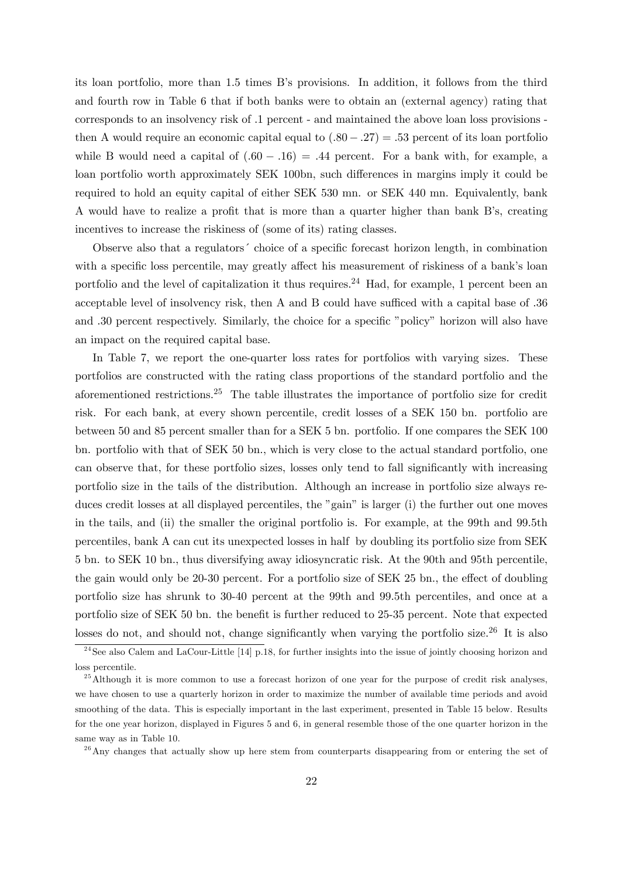its loan portfolio, more than 1.5 times B's provisions. In addition, it follows from the third and fourth row in Table 6 that if both banks were to obtain an (external agency) rating that corresponds to an insolvency risk of .1 percent - and maintained the above loan loss provisions - then A would require an economic capital equal to $(.80 - .27) = .53$ percent of its loan portfolio while B would need a capital of $(.60 - .16) = .44$ percent. For a bank with, for example, a loan portfolio worth approximately SEK 100bn, such differences in margins imply it could be required to hold an equity capital of either SEK 530 mn. or SEK 440 mn. Equivalently, bank A would have to realize a profit that is more than a quarter higher than bank B's, creating incentives to increase the riskiness of (some of its) rating classes.

Observe also that a regulators´ choice of a specific forecast horizon length, in combination with a specific loss percentile, may greatly affect his measurement of riskiness of a bank's loan portfolio and the level of capitalization it thus requires.[24] Had, for example, 1 percent been an acceptable level of insolvency risk, then A and B could have sufficed with a capital base of .36 and .30 percent respectively. Similarly, the choice for a specific "policy" horizon will also have an impact on the required capital base.

In Table 7, we report the one-quarter loss rates for portfolios with varying sizes. These portfolios are constructed with the rating class proportions of the standard portfolio and the aforementioned restrictions.[25] The table illustrates the importance of portfolio size for credit risk. For each bank, at every shown percentile, credit losses of a SEK 150 bn. portfolio are between 50 and 85 percent smaller than for a SEK 5 bn. portfolio. If one compares the SEK 100 bn. portfolio with that of SEK 50 bn., which is very close to the actual standard portfolio, one can observe that, for these portfolio sizes, losses only tend to fall significantly with increasing portfolio size in the tails of the distribution. Although an increase in portfolio size always reduces credit losses at all displayed percentiles, the "gain" is larger (i) the further out one moves in the tails, and (ii) the smaller the original portfolio is. For example, at the 99th and 99.5th percentiles, bank A can cut its unexpected losses in half by doubling its portfolio size from SEK 5 bn. to SEK 10 bn., thus diversifying away idiosyncratic risk. At the 90th and 95th percentile, the gain would only be 20-30 percent. For a portfolio size of SEK 25 bn., the effect of doubling portfolio size has shrunk to 30-40 percent at the 99th and 99.5th percentiles, and once at a portfolio size of SEK 50 bn. the benefit is further reduced to 25-35 percent. Note that expected losses do not, and should not, change significantly when varying the portfolio size.[26] It is also

[24] See also Calem and LaCour-Little [14] p.18, for further insights into the issue of jointly choosing horizon and loss percentile.

[25] Although it is more common to use a forecast horizon of one year for the purpose of credit risk analyses, we have chosen to use a quarterly horizon in order to maximize the number of available time periods and avoid smoothing of the data. This is especially important in the last experiment, presented in Table 15 below. Results for the one year horizon, displayed in Figures 5 and 6, in general resemble those of the one quarter horizon in the same way as in Table 10.

[26] Any changes that actually show up here stem from counterparts disappearing from or entering the set of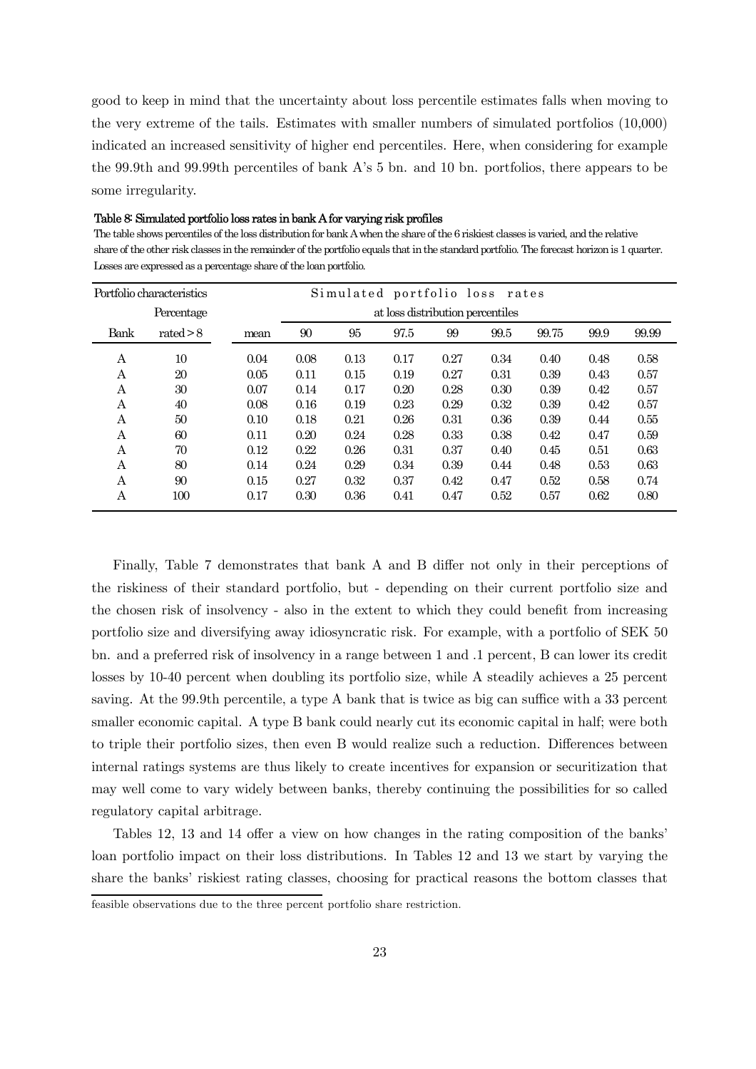good to keep in mind that the uncertainty about loss percentile estimates falls when moving to the very extreme of the tails. Estimates with smaller numbers of simulated portfolios (10,000) indicated an increased sensitivity of higher end percentiles. Here, when considering for example the 99.9th and 99.99th percentiles of bank A's 5 bn. and 10 bn. portfolios, there appears to be some irregularity.

**Table 8: Simulated portfolio loss rates in bank A for varying risk profiles**

The table shows percentiles of the loss distribution for bank A when the share of the 6 riskiest classes is varied, and the relative share of the other risk classes in the remainder of the portfolio equals that in the standard portfolio. The forecast horizon is 1 quarter. Losses are expressed as a percentage share of the loan portfolio.

| Portfolio characteristics | | Simulated portfolio loss rates | | | | | | | | |
|---|---|---|---|---|---|---|---|---|---|---|
| | Percentage | | at loss distribution percentiles | | | | | | | |
| Bank | rated > 8 | mean | 90 | 95 | 97.5 | 99 | 99.5 | 99.75 | 99.9 | 99.99 |
| A | 10 | 0.04 | 0.08 | 0.13 | 0.17 | 0.27 | 0.34 | 0.40 | 0.48 | 0.58 |
| A | 20 | 0.05 | 0.11 | 0.15 | 0.19 | 0.27 | 0.31 | 0.39 | 0.43 | 0.57 |
| A | 30 | 0.07 | 0.14 | 0.17 | 0.20 | 0.28 | 0.30 | 0.39 | 0.42 | 0.57 |
| A | 40 | 0.08 | 0.16 | 0.19 | 0.23 | 0.29 | 0.32 | 0.39 | 0.42 | 0.57 |
| A | 50 | 0.10 | 0.18 | 0.21 | 0.26 | 0.31 | 0.36 | 0.39 | 0.44 | 0.55 |
| A | 60 | 0.11 | 0.20 | 0.24 | 0.28 | 0.33 | 0.38 | 0.42 | 0.47 | 0.59 |
| A | 70 | 0.12 | 0.22 | 0.26 | 0.31 | 0.37 | 0.40 | 0.45 | 0.51 | 0.63 |
| A | 80 | 0.14 | 0.24 | 0.29 | 0.34 | 0.39 | 0.44 | 0.48 | 0.53 | 0.63 |
| A | 90 | 0.15 | 0.27 | 0.32 | 0.37 | 0.42 | 0.47 | 0.52 | 0.58 | 0.74 |
| A | 100 | 0.17 | 0.30 | 0.36 | 0.41 | 0.47 | 0.52 | 0.57 | 0.62 | 0.80 |

Finally, Table 7 demonstrates that bank A and B differ not only in their perceptions of the riskiness of their standard portfolio, but - depending on their current portfolio size and the chosen risk of insolvency - also in the extent to which they could benefit from increasing portfolio size and diversifying away idiosyncratic risk. For example, with a portfolio of SEK 50 bn. and a preferred risk of insolvency in a range between 1 and .1 percent, B can lower its credit losses by 10-40 percent when doubling its portfolio size, while A steadily achieves a 25 percent saving. At the 99.9th percentile, a type A bank that is twice as big can suffice with a 33 percent smaller economic capital. A type B bank could nearly cut its economic capital in half; were both to triple their portfolio sizes, then even B would realize such a reduction. Differences between internal ratings systems are thus likely to create incentives for expansion or securitization that may well come to vary widely between banks, thereby continuing the possibilities for so called regulatory capital arbitrage.

Tables 12, 13 and 14 offer a view on how changes in the rating composition of the banks' loan portfolio impact on their loss distributions. In Tables 12 and 13 we start by varying the share the banks' riskiest rating classes, choosing for practical reasons the bottom classes that

feasible observations due to the three percent portfolio share restriction.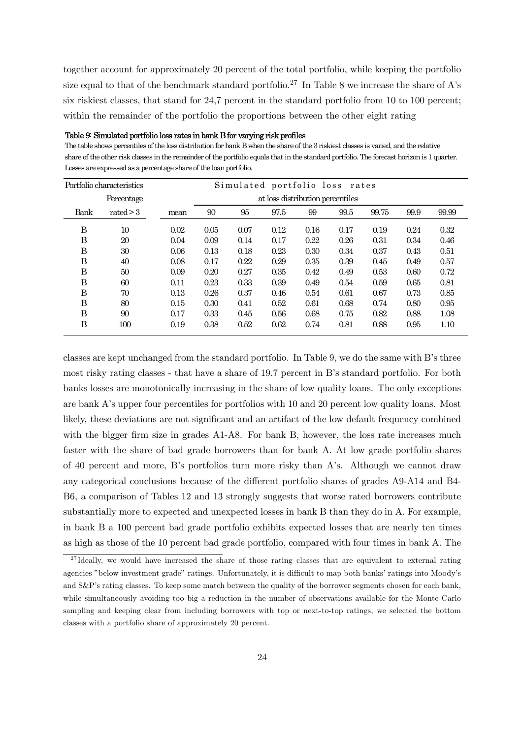together account for approximately 20 percent of the total portfolio, while keeping the portfolio size equal to that of the benchmark standard portfolio.[27] In Table 8 we increase the share of A's six riskiest classes, that stand for 24,7 percent in the standard portfolio from 10 to 100 percent; within the remainder of the portfolio the proportions between the other eight rating

**Table 9: Simulated portfolio loss rates in bank B for varying risk profiles**

The table shows percentiles of the loss distribution for bank B when the share of the 3 riskiest classes is varied, and the relative share of the other risk classes in the remainder of the portfolio equals that in the standard portfolio. The forecast horizon is 1 quarter. Losses are expressed as a percentage share of the loan portfolio.

| Portfolio characteristics | | Simulated portfolio loss rates | | | | | | | | |
|---|---|---|---|---|---|---|---|---|---|---|
| | Percentage | | at loss distribution percentiles | | | | | | | |
| Bank | rated > 3 | mean | 90 | 95 | 97.5 | 99 | 99.5 | 99.75 | 99.9 | 99.99 |
| B | 10 | 0.02 | 0.05 | 0.07 | 0.12 | 0.16 | 0.17 | 0.19 | 0.24 | 0.32 |
| B | 20 | 0.04 | 0.09 | 0.14 | 0.17 | 0.22 | 0.26 | 0.31 | 0.34 | 0.46 |
| B | 30 | 0.06 | 0.13 | 0.18 | 0.23 | 0.30 | 0.34 | 0.37 | 0.43 | 0.51 |
| B | 40 | 0.08 | 0.17 | 0.22 | 0.29 | 0.35 | 0.39 | 0.45 | 0.49 | 0.57 |
| B | 50 | 0.09 | 0.20 | 0.27 | 0.35 | 0.42 | 0.49 | 0.53 | 0.60 | 0.72 |
| B | 60 | 0.11 | 0.23 | 0.33 | 0.39 | 0.49 | 0.54 | 0.59 | 0.65 | 0.81 |
| B | 70 | 0.13 | 0.26 | 0.37 | 0.46 | 0.54 | 0.61 | 0.67 | 0.73 | 0.85 |
| B | 80 | 0.15 | 0.30 | 0.41 | 0.52 | 0.61 | 0.68 | 0.74 | 0.80 | 0.95 |
| B | 90 | 0.17 | 0.33 | 0.45 | 0.56 | 0.68 | 0.75 | 0.82 | 0.88 | 1.08 |
| B | 100 | 0.19 | 0.38 | 0.52 | 0.62 | 0.74 | 0.81 | 0.88 | 0.95 | 1.10 |

classes are kept unchanged from the standard portfolio. In Table 9, we do the same with B's three most risky rating classes - that have a share of 19.7 percent in B's standard portfolio. For both banks losses are monotonically increasing in the share of low quality loans. The only exceptions are bank A's upper four percentiles for portfolios with 10 and 20 percent low quality loans. Most likely, these deviations are not significant and an artifact of the low default frequency combined with the bigger firm size in grades A1-A8. For bank B, however, the loss rate increases much faster with the share of bad grade borrowers than for bank A. At low grade portfolio shares of 40 percent and more, B's portfolios turn more risky than A's. Although we cannot draw any categorical conclusions because of the different portfolio shares of grades A9-A14 and B4-B6, a comparison of Tables 12 and 13 strongly suggests that worse rated borrowers contribute substantially more to expected and unexpected losses in bank B than they do in A. For example, in bank B a 100 percent bad grade portfolio exhibits expected losses that are nearly ten times as high as those of the 10 percent bad grade portfolio, compared with four times in bank A. The

[27] Ideally, we would have increased the share of those rating classes that are equivalent to external rating agencies "below investment grade" ratings. Unfortunately, it is difficult to map both banks' ratings into Moody's and S&P's rating classes. To keep some match between the quality of the borrower segments chosen for each bank, while simultaneously avoiding too big a reduction in the number of observations available for the Monte Carlo sampling and keeping clear from including borrowers with top or next-to-top ratings, we selected the bottom classes with a portfolio share of approximately 20 percent.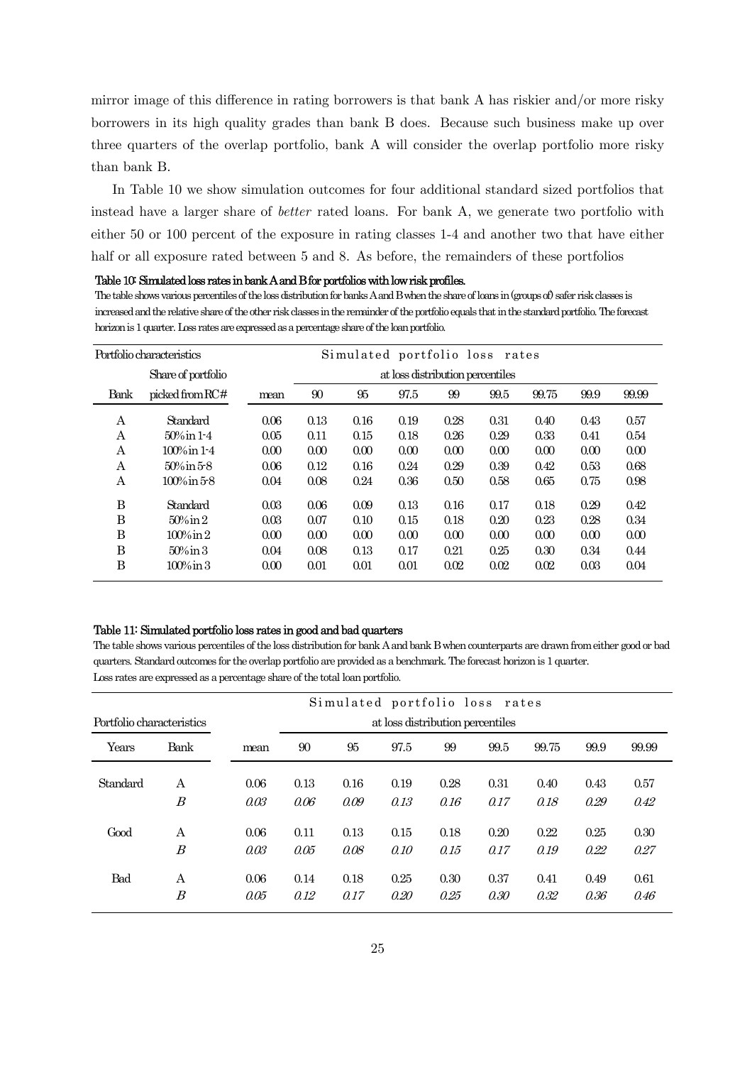mirror image of this difference in rating borrowers is that bank A has riskier and/or more risky borrowers in its high quality grades than bank B does. Because such business make up over three quarters of the overlap portfolio, bank A will consider the overlap portfolio more risky than bank B.

In Table 10 we show simulation outcomes for four additional standard sized portfolios that instead have a larger share of *better* rated loans. For bank A, we generate two portfolio with either 50 or 100 percent of the exposure in rating classes 1-4 and another two that have either half or all exposure rated between 5 and 8. As before, the remainders of these portfolios

**Table 10: Simulated loss rates in bank A and B for portfolios with low risk profiles.**

The table shows various percentiles of the loss distribution for banks A and B when the share of loans in (groups of) safer risk classes is increased and the relative share of the other risk classes in the remainder of the portfolio equals that in the standard portfolio. The forecast horizon is 1 quarter. Loss rates are expressed as a percentage share of the loan portfolio.

| Portfolio characteristics | | Simulated portfolio loss rates | | | | | | | | |
|---|---|---|---|---|---|---|---|---|---|---|
| | Share of portfolio | | at loss distribution percentiles | | | | | | | |
| Bank | picked from RC# | mean | 90 | 95 | 97.5 | 99 | 99.5 | 99.75 | 99.9 | 99.99 |
| A | Standard | 0.06 | 0.13 | 0.16 | 0.19 | 0.28 | 0.31 | 0.40 | 0.43 | 0.57 |
| A | 50% in 1-4 | 0.05 | 0.11 | 0.15 | 0.18 | 0.26 | 0.29 | 0.33 | 0.41 | 0.54 |
| A | 100% in 1-4 | 0.00 | 0.00 | 0.00 | 0.00 | 0.00 | 0.00 | 0.00 | 0.00 | 0.00 |
| A | 50% in 5-8 | 0.06 | 0.12 | 0.16 | 0.24 | 0.29 | 0.39 | 0.42 | 0.53 | 0.68 |
| A | 100% in 5-8 | 0.04 | 0.08 | 0.24 | 0.36 | 0.50 | 0.58 | 0.65 | 0.75 | 0.98 |
| B | Standard | 0.03 | 0.06 | 0.09 | 0.13 | 0.16 | 0.17 | 0.18 | 0.29 | 0.42 |
| B | 50% in 2 | 0.03 | 0.07 | 0.10 | 0.15 | 0.18 | 0.20 | 0.23 | 0.28 | 0.34 |
| B | 100% in 2 | 0.00 | 0.00 | 0.00 | 0.00 | 0.00 | 0.00 | 0.00 | 0.00 | 0.00 |
| B | 50% in 3 | 0.04 | 0.08 | 0.13 | 0.17 | 0.21 | 0.25 | 0.30 | 0.34 | 0.44 |
| B | 100% in 3 | 0.00 | 0.01 | 0.01 | 0.01 | 0.02 | 0.02 | 0.02 | 0.03 | 0.04 |

**Table 11: Simulated portfolio loss rates in good and bad quarters**

The table shows various percentiles of the loss distribution for bank A and bank B when counterparts are drawn from either good or bad quarters. Standard outcomes for the overlap portfolio are provided as a benchmark. The forecast horizon is 1 quarter.
Loss rates are expressed as a percentage share of the total loan portfolio.

| Portfolio characteristics | | Simulated portfolio loss rates | | | | | | | | |
|---|---|---|---|---|---|---|---|---|---|---|
| | | | at loss distribution percentiles | | | | | | | |
| Years | Bank | mean | 90 | 95 | 97.5 | 99 | 99.5 | 99.75 | 99.9 | 99.99 |
| Standard | A | 0.06 | 0.13 | 0.16 | 0.19 | 0.28 | 0.31 | 0.40 | 0.43 | 0.57 |
| | *B* | *0.03* | *0.06* | *0.09* | *0.13* | *0.16* | *0.17* | *0.18* | *0.29* | *0.42* |
| Good | A | 0.06 | 0.11 | 0.13 | 0.15 | 0.18 | 0.20 | 0.22 | 0.25 | 0.30 |
| | *B* | *0.03* | *0.05* | *0.08* | *0.10* | *0.15* | *0.17* | *0.19* | *0.22* | *0.27* |
| Bad | A | 0.06 | 0.14 | 0.18 | 0.25 | 0.30 | 0.37 | 0.41 | 0.49 | 0.61 |
| | *B* | *0.05* | *0.12* | *0.17* | *0.20* | *0.25* | *0.30* | *0.32* | *0.36* | *0.46* |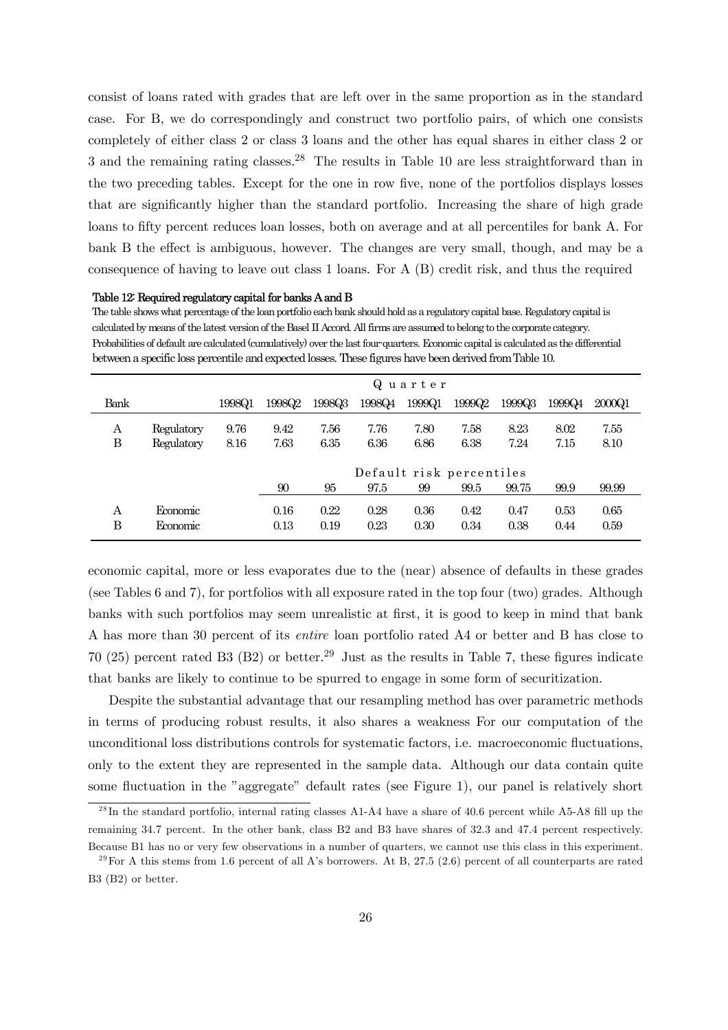consist of loans rated with grades that are left over in the same proportion as in the standard case. For B, we do correspondingly and construct two portfolio pairs, of which one consists completely of either class 2 or class 3 loans and the other has equal shares in either class 2 or 3 and the remaining rating classes.[28] The results in Table 10 are less straightforward than in the two preceding tables. Except for the one in row five, none of the portfolios displays losses that are significantly higher than the standard portfolio. Increasing the share of high grade loans to fifty percent reduces loan losses, both on average and at all percentiles for bank A. For bank B the effect is ambiguous, however. The changes are very small, though, and may be a consequence of having to leave out class 1 loans. For A (B) credit risk, and thus the required

**Table 12: Required regulatory capital for banks A and B**

The table shows what percentage of the loan portfolio each bank should hold as a regulatory capital base. Regulatory capital is calculated by means of the latest version of the Basel II Accord. All firms are assumed to belong to the corporate category. Probabilities of default are calculated (cumulatively) over the last four-quarters. Economic capital is calculated as the differential between a specific loss percentile and expected losses. These figures have been derived from Table 10.

| | | Quarter | | | | | | | | |
|---|---|---|---|---|---|---|---|---|---|---|
| Bank | | 1998Q1 | 1998Q2 | 1998Q3 | 1998Q4 | 1999Q1 | 1999Q2 | 1999Q3 | 1999Q4 | 2000Q1 |
| A | Regulatory | 9.76 | 9.42 | 7.56 | 7.76 | 7.80 | 7.58 | 8.23 | 8.02 | 7.55 |
| B | Regulatory | 8.16 | 7.63 | 6.35 | 6.36 | 6.86 | 6.38 | 7.24 | 7.15 | 8.10 |
| | | | Default risk percentiles | | | | | | | |
| | | | 90 | 95 | 97.5 | 99 | 99.5 | 99.75 | 99.9 | 99.99 |
| A | Economic | | 0.16 | 0.22 | 0.28 | 0.36 | 0.42 | 0.47 | 0.53 | 0.65 |
| B | Economic | | 0.13 | 0.19 | 0.23 | 0.30 | 0.34 | 0.38 | 0.44 | 0.59 |

economic capital, more or less evaporates due to the (near) absence of defaults in these grades (see Tables 6 and 7), for portfolios with all exposure rated in the top four (two) grades. Although banks with such portfolios may seem unrealistic at first, it is good to keep in mind that bank A has more than 30 percent of its *entire* loan portfolio rated A4 or better and B has close to 70 (25) percent rated B3 (B2) or better.[29] Just as the results in Table 7, these figures indicate that banks are likely to continue to be spurred to engage in some form of securitization.

Despite the substantial advantage that our resampling method has over parametric methods in terms of producing robust results, it also shares a weakness For our computation of the unconditional loss distributions controls for systematic factors, i.e. macroeconomic fluctuations, only to the extent they are represented in the sample data. Although our data contain quite some fluctuation in the "aggregate" default rates (see Figure 1), our panel is relatively short

[28] In the standard portfolio, internal rating classes A1-A4 have a share of 40.6 percent while A5-A8 fill up the remaining 34.7 percent. In the other bank, class B2 and B3 have shares of 32.3 and 47.4 percent respectively. Because B1 has no or very few observations in a number of quarters, we cannot use this class in this experiment.

[29] For A this stems from 1.6 percent of all A's borrowers. At B, 27.5 (2.6) percent of all counterparts are rated B3 (B2) or better.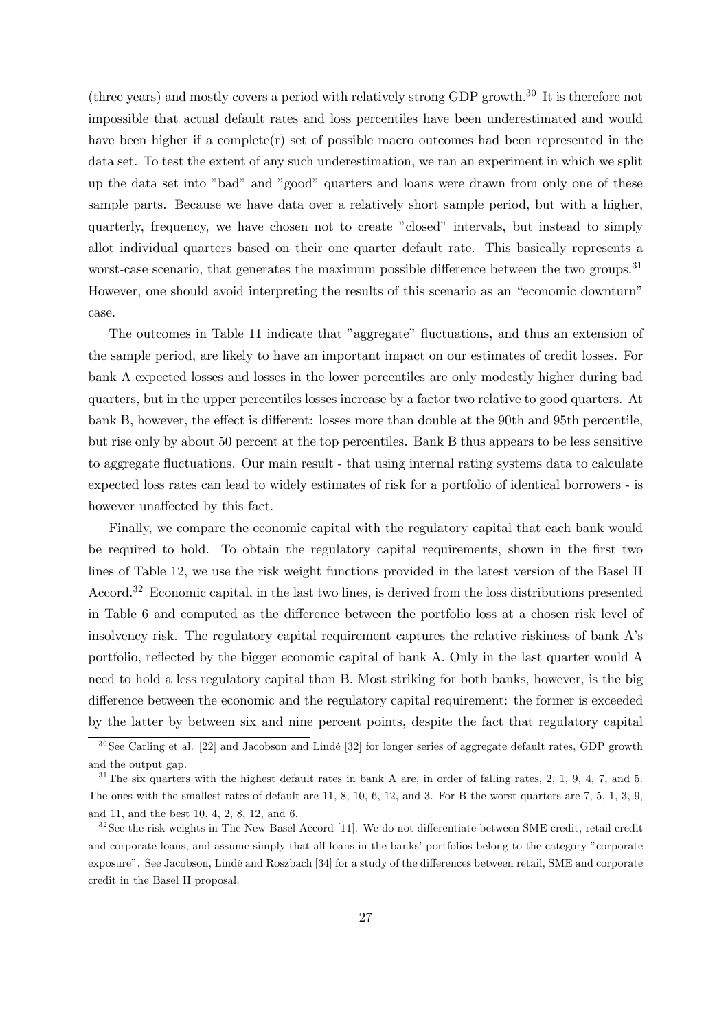(three years) and mostly covers a period with relatively strong GDP growth.[30] It is therefore not impossible that actual default rates and loss percentiles have been underestimated and would have been higher if a complete(r) set of possible macro outcomes had been represented in the data set. To test the extent of any such underestimation, we ran an experiment in which we split up the data set into "bad" and "good" quarters and loans were drawn from only one of these sample parts. Because we have data over a relatively short sample period, but with a higher, quarterly, frequency, we have chosen not to create "closed" intervals, but instead to simply allot individual quarters based on their one quarter default rate. This basically represents a worst-case scenario, that generates the maximum possible difference between the two groups.[31] However, one should avoid interpreting the results of this scenario as an "economic downturn" case.

The outcomes in Table 11 indicate that "aggregate" fluctuations, and thus an extension of the sample period, are likely to have an important impact on our estimates of credit losses. For bank A expected losses and losses in the lower percentiles are only modestly higher during bad quarters, but in the upper percentiles losses increase by a factor two relative to good quarters. At bank B, however, the effect is different: losses more than double at the 90th and 95th percentile, but rise only by about 50 percent at the top percentiles. Bank B thus appears to be less sensitive to aggregate fluctuations. Our main result - that using internal rating systems data to calculate expected loss rates can lead to widely estimates of risk for a portfolio of identical borrowers - is however unaffected by this fact.

Finally, we compare the economic capital with the regulatory capital that each bank would be required to hold. To obtain the regulatory capital requirements, shown in the first two lines of Table 12, we use the risk weight functions provided in the latest version of the Basel II Accord.[32] Economic capital, in the last two lines, is derived from the loss distributions presented in Table 6 and computed as the difference between the portfolio loss at a chosen risk level of insolvency risk. The regulatory capital requirement captures the relative riskiness of bank A's portfolio, reflected by the bigger economic capital of bank A. Only in the last quarter would A need to hold a less regulatory capital than B. Most striking for both banks, however, is the big difference between the economic and the regulatory capital requirement: the former is exceeded by the latter by between six and nine percent points, despite the fact that regulatory capital

[30] See Carling et al. [22] and Jacobson and Lindé [32] for longer series of aggregate default rates, GDP growth and the output gap.

[31] The six quarters with the highest default rates in bank A are, in order of falling rates, 2, 1, 9, 4, 7, and 5. The ones with the smallest rates of default are 11, 8, 10, 6, 12, and 3. For B the worst quarters are 7, 5, 1, 3, 9, and 11, and the best 10, 4, 2, 8, 12, and 6.

[32] See the risk weights in The New Basel Accord [11]. We do not differentiate between SME credit, retail credit and corporate loans, and assume simply that all loans in the banks' portfolios belong to the category "corporate exposure". See Jacobson, Lindé and Roszbach [34] for a study of the differences between retail, SME and corporate credit in the Basel II proposal.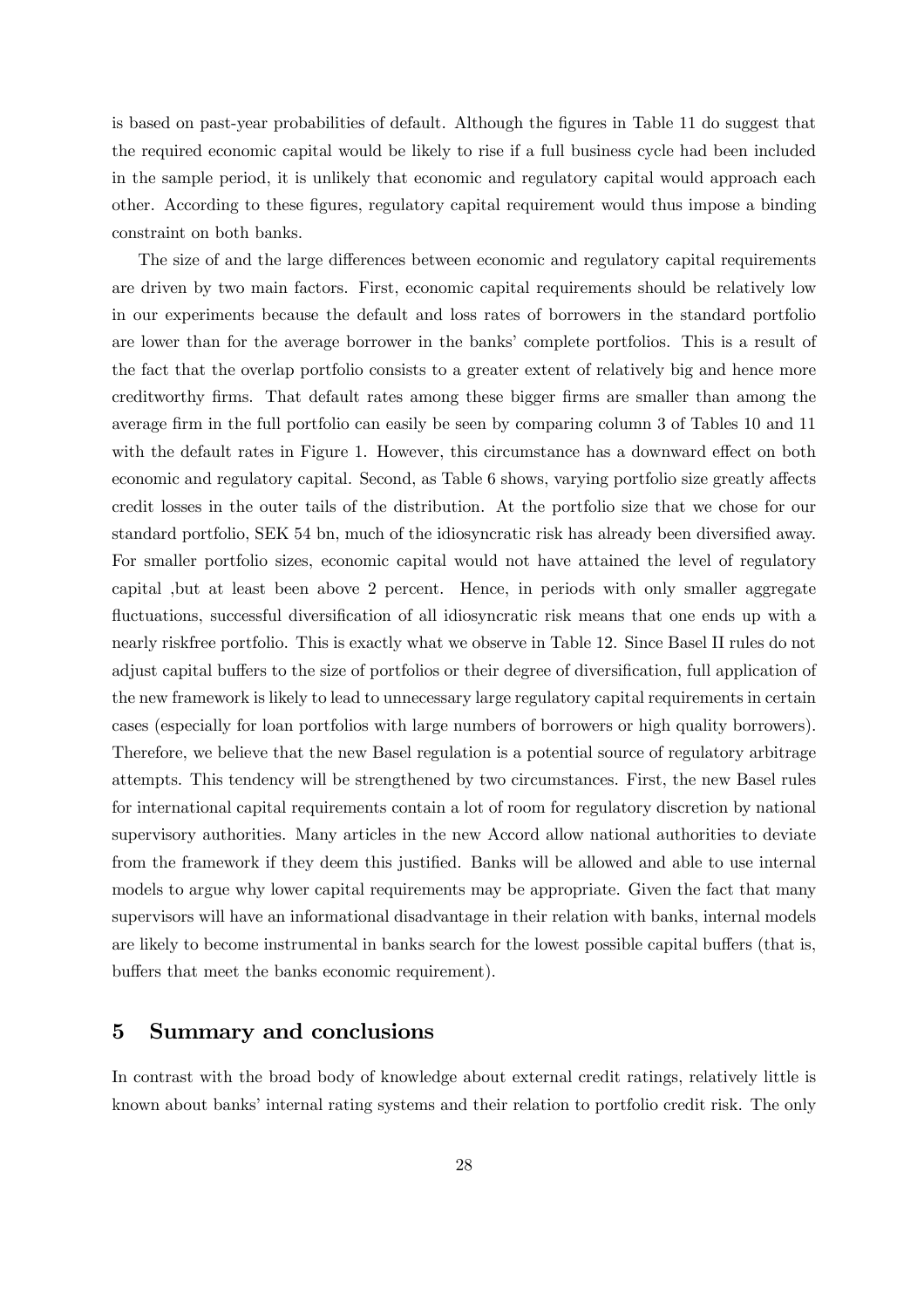is based on past-year probabilities of default. Although the figures in Table 11 do suggest that the required economic capital would be likely to rise if a full business cycle had been included in the sample period, it is unlikely that economic and regulatory capital would approach each other. According to these figures, regulatory capital requirement would thus impose a binding constraint on both banks.

The size of and the large differences between economic and regulatory capital requirements are driven by two main factors. First, economic capital requirements should be relatively low in our experiments because the default and loss rates of borrowers in the standard portfolio are lower than for the average borrower in the banks' complete portfolios. This is a result of the fact that the overlap portfolio consists to a greater extent of relatively big and hence more creditworthy firms. That default rates among these bigger firms are smaller than among the average firm in the full portfolio can easily be seen by comparing column 3 of Tables 10 and 11 with the default rates in Figure 1. However, this circumstance has a downward effect on both economic and regulatory capital. Second, as Table 6 shows, varying portfolio size greatly affects credit losses in the outer tails of the distribution. At the portfolio size that we chose for our standard portfolio, SEK 54 bn, much of the idiosyncratic risk has already been diversified away. For smaller portfolio sizes, economic capital would not have attained the level of regulatory capital ,but at least been above 2 percent. Hence, in periods with only smaller aggregate fluctuations, successful diversification of all idiosyncratic risk means that one ends up with a nearly riskfree portfolio. This is exactly what we observe in Table 12. Since Basel II rules do not adjust capital buffers to the size of portfolios or their degree of diversification, full application of the new framework is likely to lead to unnecessary large regulatory capital requirements in certain cases (especially for loan portfolios with large numbers of borrowers or high quality borrowers). Therefore, we believe that the new Basel regulation is a potential source of regulatory arbitrage attempts. This tendency will be strengthened by two circumstances. First, the new Basel rules for international capital requirements contain a lot of room for regulatory discretion by national supervisory authorities. Many articles in the new Accord allow national authorities to deviate from the framework if they deem this justified. Banks will be allowed and able to use internal models to argue why lower capital requirements may be appropriate. Given the fact that many supervisors will have an informational disadvantage in their relation with banks, internal models are likely to become instrumental in banks search for the lowest possible capital buffers (that is, buffers that meet the banks economic requirement).

## 5 Summary and conclusions

In contrast with the broad body of knowledge about external credit ratings, relatively little is known about banks' internal rating systems and their relation to portfolio credit risk. The only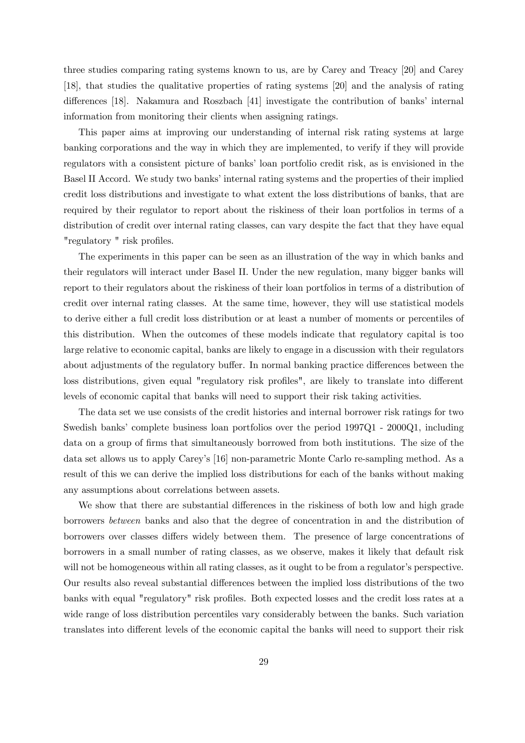three studies comparing rating systems known to us, are by Carey and Treacy [20] and Carey [18], that studies the qualitative properties of rating systems [20] and the analysis of rating differences [18]. Nakamura and Roszbach [41] investigate the contribution of banks' internal information from monitoring their clients when assigning ratings.

This paper aims at improving our understanding of internal risk rating systems at large banking corporations and the way in which they are implemented, to verify if they will provide regulators with a consistent picture of banks' loan portfolio credit risk, as is envisioned in the Basel II Accord. We study two banks' internal rating systems and the properties of their implied credit loss distributions and investigate to what extent the loss distributions of banks, that are required by their regulator to report about the riskiness of their loan portfolios in terms of a distribution of credit over internal rating classes, can vary despite the fact that they have equal "regulatory " risk profiles.

The experiments in this paper can be seen as an illustration of the way in which banks and their regulators will interact under Basel II. Under the new regulation, many bigger banks will report to their regulators about the riskiness of their loan portfolios in terms of a distribution of credit over internal rating classes. At the same time, however, they will use statistical models to derive either a full credit loss distribution or at least a number of moments or percentiles of this distribution. When the outcomes of these models indicate that regulatory capital is too large relative to economic capital, banks are likely to engage in a discussion with their regulators about adjustments of the regulatory buffer. In normal banking practice differences between the loss distributions, given equal "regulatory risk profiles", are likely to translate into different levels of economic capital that banks will need to support their risk taking activities.

The data set we use consists of the credit histories and internal borrower risk ratings for two Swedish banks' complete business loan portfolios over the period 1997Q1 - 2000Q1, including data on a group of firms that simultaneously borrowed from both institutions. The size of the data set allows us to apply Carey's [16] non-parametric Monte Carlo re-sampling method. As a result of this we can derive the implied loss distributions for each of the banks without making any assumptions about correlations between assets.

We show that there are substantial differences in the riskiness of both low and high grade borrowers *between* banks and also that the degree of concentration in and the distribution of borrowers over classes differs widely between them. The presence of large concentrations of borrowers in a small number of rating classes, as we observe, makes it likely that default risk will not be homogeneous within all rating classes, as it ought to be from a regulator's perspective. Our results also reveal substantial differences between the implied loss distributions of the two banks with equal "regulatory" risk profiles. Both expected losses and the credit loss rates at a wide range of loss distribution percentiles vary considerably between the banks. Such variation translates into different levels of the economic capital the banks will need to support their risk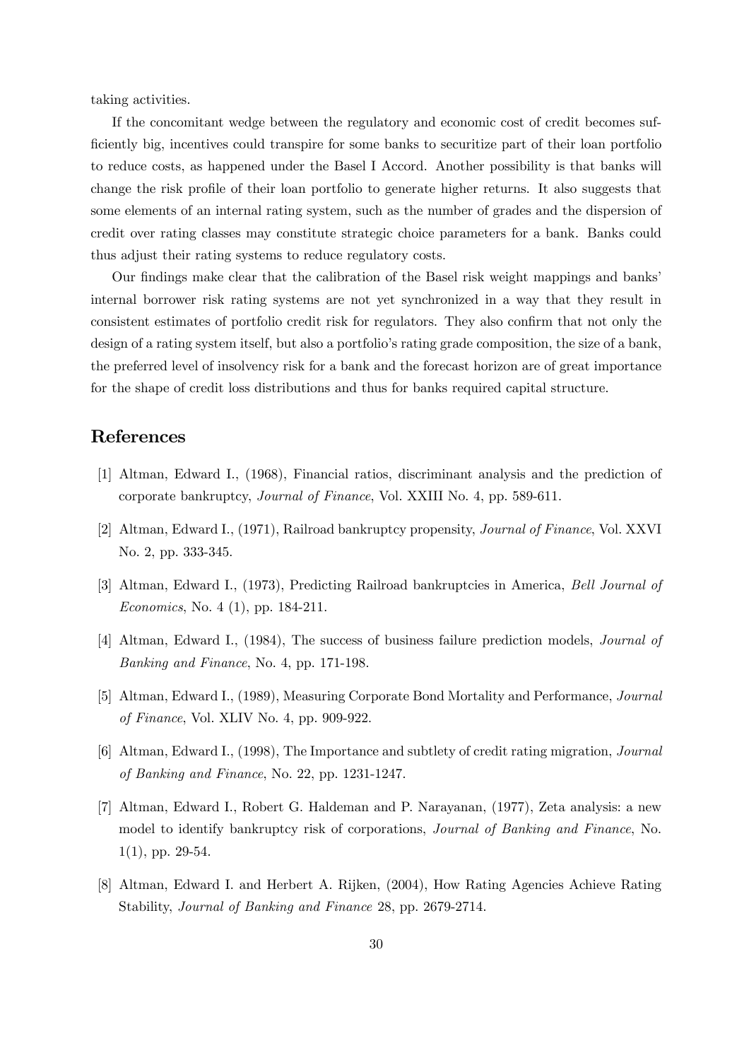taking activities.

If the concomitant wedge between the regulatory and economic cost of credit becomes sufficiently big, incentives could transpire for some banks to securitize part of their loan portfolio to reduce costs, as happened under the Basel I Accord. Another possibility is that banks will change the risk profile of their loan portfolio to generate higher returns. It also suggests that some elements of an internal rating system, such as the number of grades and the dispersion of credit over rating classes may constitute strategic choice parameters for a bank. Banks could thus adjust their rating systems to reduce regulatory costs.

Our findings make clear that the calibration of the Basel risk weight mappings and banks' internal borrower risk rating systems are not yet synchronized in a way that they result in consistent estimates of portfolio credit risk for regulators. They also confirm that not only the design of a rating system itself, but also a portfolio's rating grade composition, the size of a bank, the preferred level of insolvency risk for a bank and the forecast horizon are of great importance for the shape of credit loss distributions and thus for banks required capital structure.

## References

[1] Altman, Edward I., (1968), Financial ratios, discriminant analysis and the prediction of corporate bankruptcy, *Journal of Finance*, Vol. XXIII No. 4, pp. 589-611.

[2] Altman, Edward I., (1971), Railroad bankruptcy propensity, *Journal of Finance*, Vol. XXVI No. 2, pp. 333-345.

[3] Altman, Edward I., (1973), Predicting Railroad bankruptcies in America, *Bell Journal of Economics*, No. 4 (1), pp. 184-211.

[4] Altman, Edward I., (1984), The success of business failure prediction models, *Journal of Banking and Finance*, No. 4, pp. 171-198.

[5] Altman, Edward I., (1989), Measuring Corporate Bond Mortality and Performance, *Journal of Finance*, Vol. XLIV No. 4, pp. 909-922.

[6] Altman, Edward I., (1998), The Importance and subtlety of credit rating migration, *Journal of Banking and Finance*, No. 22, pp. 1231-1247.

[7] Altman, Edward I., Robert G. Haldeman and P. Narayanan, (1977), Zeta analysis: a new model to identify bankruptcy risk of corporations, *Journal of Banking and Finance*, No. 1(1), pp. 29-54.

[8] Altman, Edward I. and Herbert A. Rijken, (2004), How Rating Agencies Achieve Rating Stability, *Journal of Banking and Finance* 28, pp. 2679-2714.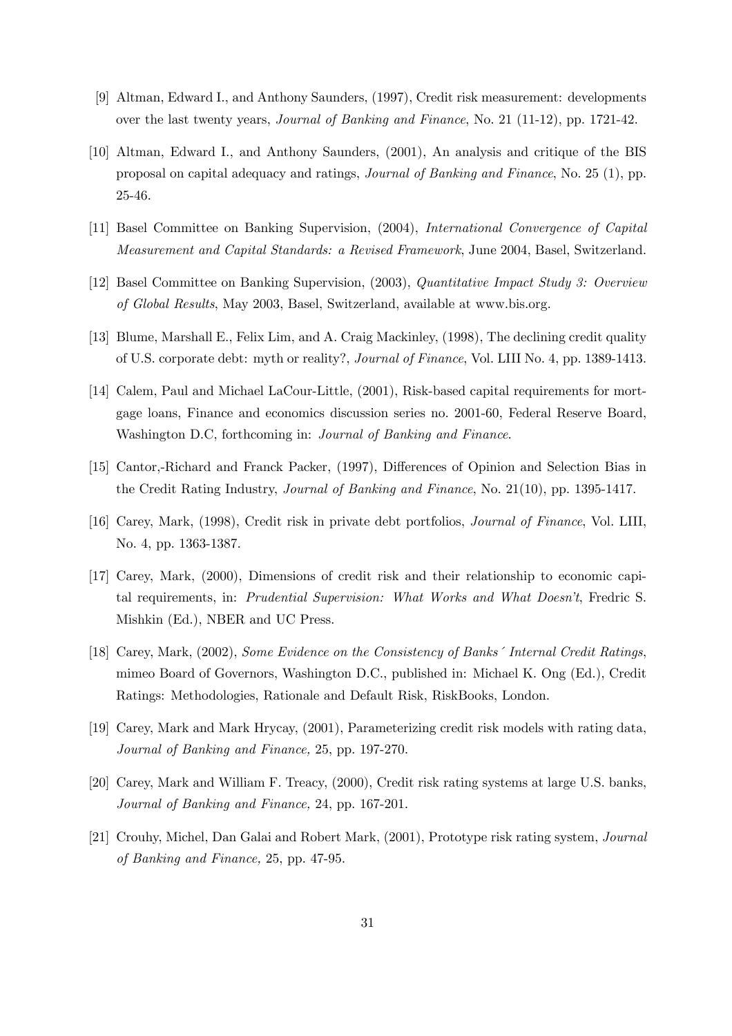[9] Altman, Edward I., and Anthony Saunders, (1997), Credit risk measurement: developments over the last twenty years, *Journal of Banking and Finance*, No. 21 (11-12), pp. 1721-42.

[10] Altman, Edward I., and Anthony Saunders, (2001), An analysis and critique of the BIS proposal on capital adequacy and ratings, *Journal of Banking and Finance*, No. 25 (1), pp. 25-46.

[11] Basel Committee on Banking Supervision, (2004), *International Convergence of Capital Measurement and Capital Standards: a Revised Framework*, June 2004, Basel, Switzerland.

[12] Basel Committee on Banking Supervision, (2003), *Quantitative Impact Study 3: Overview of Global Results*, May 2003, Basel, Switzerland, available at www.bis.org.

[13] Blume, Marshall E., Felix Lim, and A. Craig Mackinley, (1998), The declining credit quality of U.S. corporate debt: myth or reality?, *Journal of Finance*, Vol. LIII No. 4, pp. 1389-1413.

[14] Calem, Paul and Michael LaCour-Little, (2001), Risk-based capital requirements for mortgage loans, Finance and economics discussion series no. 2001-60, Federal Reserve Board, Washington D.C, forthcoming in: *Journal of Banking and Finance*.

[15] Cantor,-Richard and Franck Packer, (1997), Differences of Opinion and Selection Bias in the Credit Rating Industry, *Journal of Banking and Finance*, No. 21(10), pp. 1395-1417.

[16] Carey, Mark, (1998), Credit risk in private debt portfolios, *Journal of Finance*, Vol. LIII, No. 4, pp. 1363-1387.

[17] Carey, Mark, (2000), Dimensions of credit risk and their relationship to economic capital requirements, in: *Prudential Supervision: What Works and What Doesn't*, Fredric S. Mishkin (Ed.), NBER and UC Press.

[18] Carey, Mark, (2002), *Some Evidence on the Consistency of Banks´ Internal Credit Ratings*, mimeo Board of Governors, Washington D.C., published in: Michael K. Ong (Ed.), Credit Ratings: Methodologies, Rationale and Default Risk, RiskBooks, London.

[19] Carey, Mark and Mark Hrycay, (2001), Parameterizing credit risk models with rating data, *Journal of Banking and Finance,* 25, pp. 197-270.

[20] Carey, Mark and William F. Treacy, (2000), Credit risk rating systems at large U.S. banks, *Journal of Banking and Finance,* 24, pp. 167-201.

[21] Crouhy, Michel, Dan Galai and Robert Mark, (2001), Prototype risk rating system, *Journal of Banking and Finance,* 25, pp. 47-95.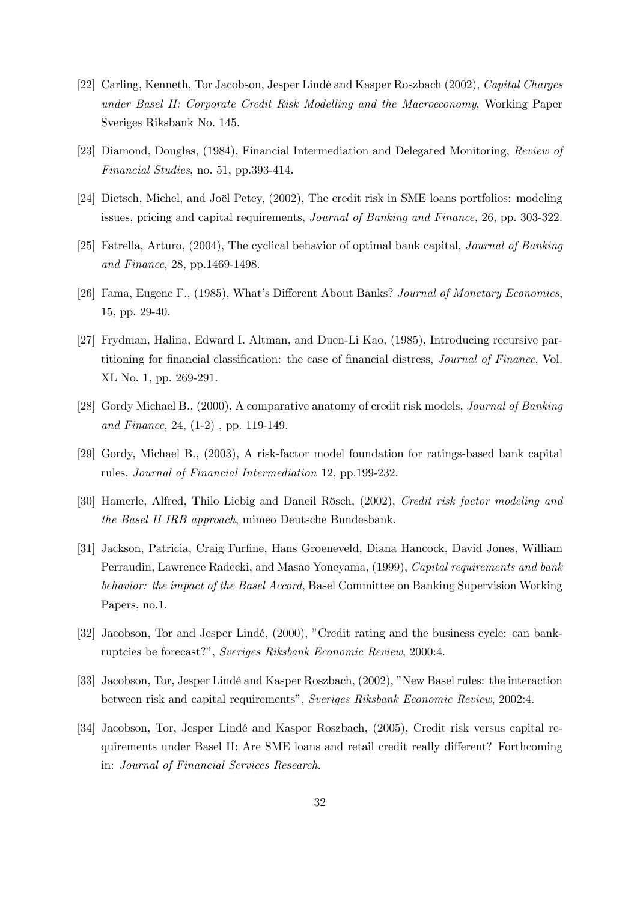[22] Carling, Kenneth, Tor Jacobson, Jesper Lindé and Kasper Roszbach (2002), *Capital Charges under Basel II: Corporate Credit Risk Modelling and the Macroeconomy*, Working Paper Sveriges Riksbank No. 145.

[23] Diamond, Douglas, (1984), Financial Intermediation and Delegated Monitoring, *Review of Financial Studies*, no. 51, pp.393-414.

[24] Dietsch, Michel, and Joël Petey, (2002), The credit risk in SME loans portfolios: modeling issues, pricing and capital requirements, *Journal of Banking and Finance,* 26, pp. 303-322.

[25] Estrella, Arturo, (2004), The cyclical behavior of optimal bank capital, *Journal of Banking and Finance*, 28, pp.1469-1498.

[26] Fama, Eugene F., (1985), What's Different About Banks? *Journal of Monetary Economics*, 15, pp. 29-40.

[27] Frydman, Halina, Edward I. Altman, and Duen-Li Kao, (1985), Introducing recursive partitioning for financial classification: the case of financial distress, *Journal of Finance*, Vol. XL No. 1, pp. 269-291.

[28] Gordy Michael B., (2000), A comparative anatomy of credit risk models, *Journal of Banking and Finance*, 24, (1-2) , pp. 119-149.

[29] Gordy, Michael B., (2003), A risk-factor model foundation for ratings-based bank capital rules, *Journal of Financial Intermediation* 12, pp.199-232.

[30] Hamerle, Alfred, Thilo Liebig and Daneil Rösch, (2002), *Credit risk factor modeling and the Basel II IRB approach*, mimeo Deutsche Bundesbank.

[31] Jackson, Patricia, Craig Furfine, Hans Groeneveld, Diana Hancock, David Jones, William Perraudin, Lawrence Radecki, and Masao Yoneyama, (1999), *Capital requirements and bank behavior: the impact of the Basel Accord*, Basel Committee on Banking Supervision Working Papers, no.1.

[32] Jacobson, Tor and Jesper Lindé, (2000), "Credit rating and the business cycle: can bankruptcies be forecast?", *Sveriges Riksbank Economic Review*, 2000:4.

[33] Jacobson, Tor, Jesper Lindé and Kasper Roszbach, (2002), "New Basel rules: the interaction between risk and capital requirements", *Sveriges Riksbank Economic Review*, 2002:4.

[34] Jacobson, Tor, Jesper Lindé and Kasper Roszbach, (2005), Credit risk versus capital requirements under Basel II: Are SME loans and retail credit really different? Forthcoming in: *Journal of Financial Services Research*.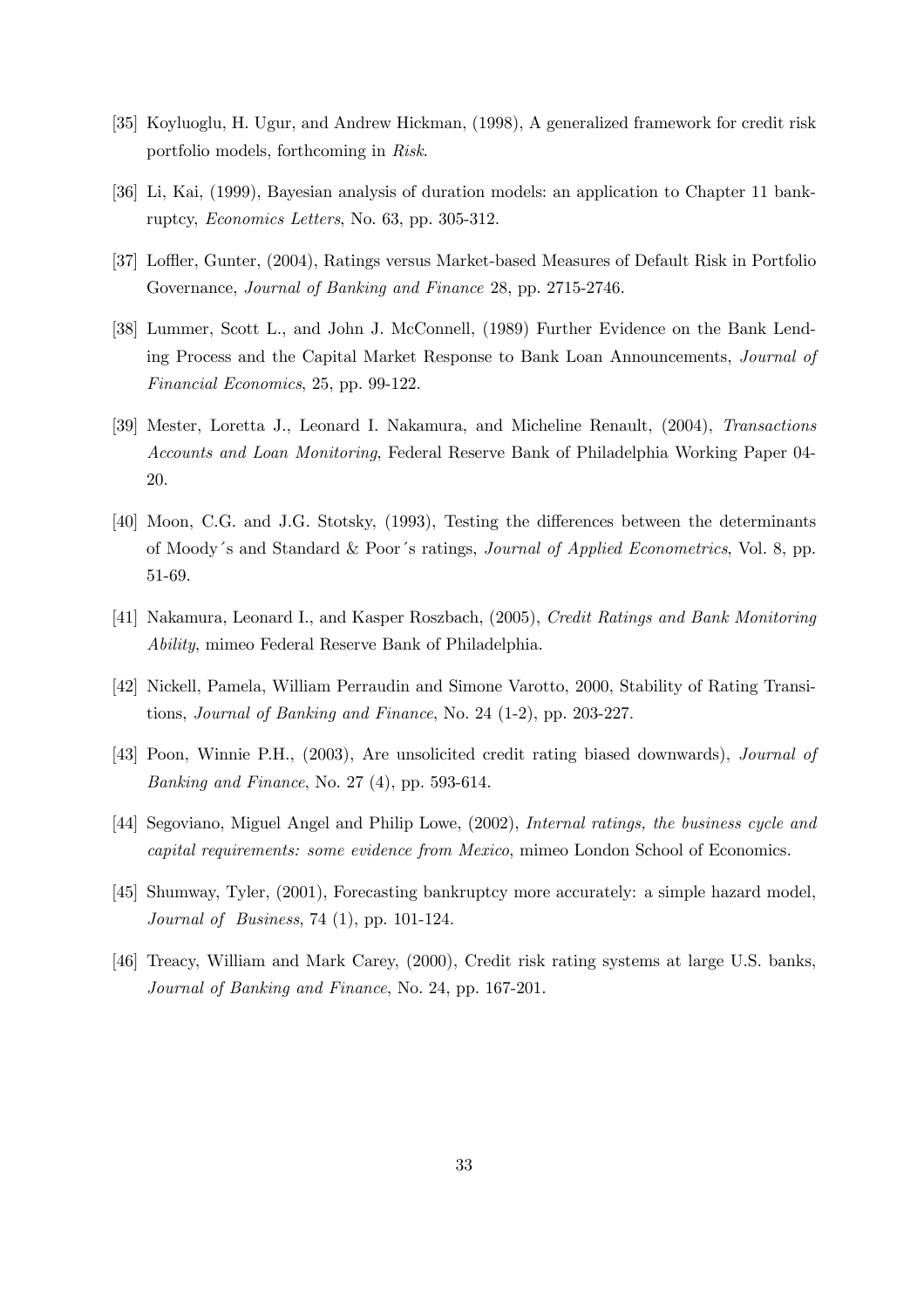[35] Koyluoglu, H. Ugur, and Andrew Hickman, (1998), A generalized framework for credit risk portfolio models, forthcoming in *Risk*.

[36] Li, Kai, (1999), Bayesian analysis of duration models: an application to Chapter 11 bankruptcy, *Economics Letters*, No. 63, pp. 305-312.

[37] Loffler, Gunter, (2004), Ratings versus Market-based Measures of Default Risk in Portfolio Governance, *Journal of Banking and Finance* 28, pp. 2715-2746.

[38] Lummer, Scott L., and John J. McConnell, (1989) Further Evidence on the Bank Lending Process and the Capital Market Response to Bank Loan Announcements, *Journal of Financial Economics*, 25, pp. 99-122.

[39] Mester, Loretta J., Leonard I. Nakamura, and Micheline Renault, (2004), *Transactions Accounts and Loan Monitoring*, Federal Reserve Bank of Philadelphia Working Paper 04-20.

[40] Moon, C.G. and J.G. Stotsky, (1993), Testing the differences between the determinants of Moody´s and Standard & Poor´s ratings, *Journal of Applied Econometrics*, Vol. 8, pp. 51-69.

[41] Nakamura, Leonard I., and Kasper Roszbach, (2005), *Credit Ratings and Bank Monitoring Ability*, mimeo Federal Reserve Bank of Philadelphia.

[42] Nickell, Pamela, William Perraudin and Simone Varotto, 2000, Stability of Rating Transitions, *Journal of Banking and Finance*, No. 24 (1-2), pp. 203-227.

[43] Poon, Winnie P.H., (2003), Are unsolicited credit rating biased downwards), *Journal of Banking and Finance*, No. 27 (4), pp. 593-614.

[44] Segoviano, Miguel Angel and Philip Lowe, (2002), *Internal ratings, the business cycle and capital requirements: some evidence from Mexico*, mimeo London School of Economics.

[45] Shumway, Tyler, (2001), Forecasting bankruptcy more accurately: a simple hazard model, *Journal of Business*, 74 (1), pp. 101-124.

[46] Treacy, William and Mark Carey, (2000), Credit risk rating systems at large U.S. banks, *Journal of Banking and Finance*, No. 24, pp. 167-201.